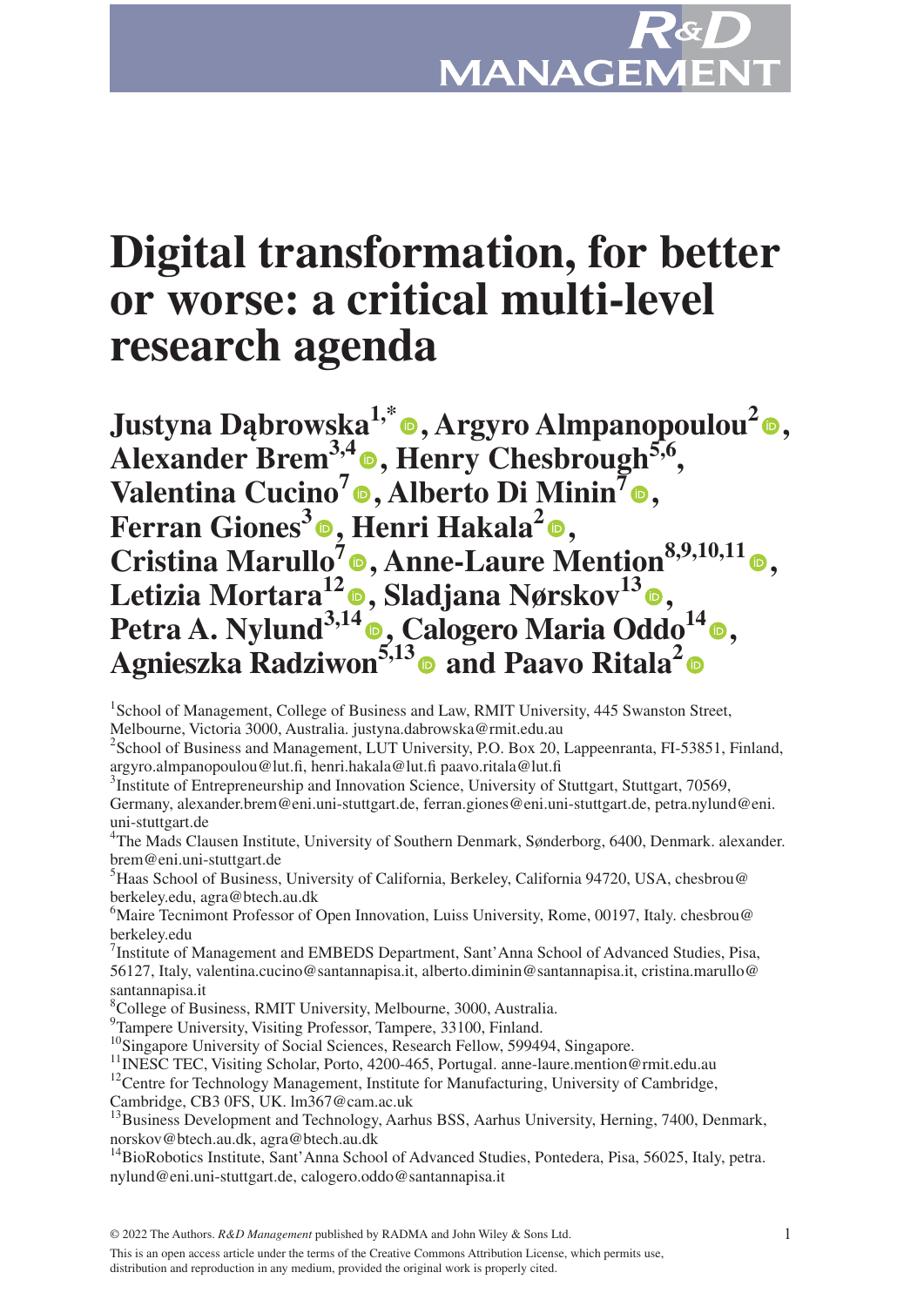# Digital transformation, for better or worse: a critical multi-level research agenda

**Justyna Dąbrowska[1,*], Argyro Almpanopoulou[2], Alexander Brem[3,4], Henry Chesbrough[5,6], Valentina Cucino[7], Alberto Di Minin[7], Ferran Giones[3], Henri Hakala[2], Cristina Marullo[7], Anne-Laure Mention[8,9,10,11], Letizia Mortara[12], Sladjana Nørskov[13], Petra A. Nylund[3,14], Calogero Maria Oddo[14], Agnieszka Radziwon[5,13] and Paavo Ritala[2]**

[1]School of Management, College of Business and Law, RMIT University, 445 Swanston Street, Melbourne, Victoria 3000, Australia. justyna.dabrowska@rmit.edu.au

[2]School of Business and Management, LUT University, P.O. Box 20, Lappeenranta, FI-53851, Finland, argyro.almpanopoulou@lut.fi, henri.hakala@lut.fi paavo.ritala@lut.fi

[3]Institute of Entrepreneurship and Innovation Science, University of Stuttgart, Stuttgart, 70569, Germany, alexander.brem@eni.uni-stuttgart.de, ferran.giones@eni.uni-stuttgart.de, petra.nylund@eni.uni-stuttgart.de

[4]The Mads Clausen Institute, University of Southern Denmark, Sønderborg, 6400, Denmark. alexander.brem@eni.uni-stuttgart.de

[5]Haas School of Business, University of California, Berkeley, California 94720, USA, chesbrou@berkeley.edu, agra@btech.au.dk

[6]Maire Tecnimont Professor of Open Innovation, Luiss University, Rome, 00197, Italy. chesbrou@berkeley.edu

[7]Institute of Management and EMBEDS Department, Sant'Anna School of Advanced Studies, Pisa, 56127, Italy, valentina.cucino@santannapisa.it, alberto.diminin@santannapisa.it, cristina.marullo@santannapisa.it

[8]College of Business, RMIT University, Melbourne, 3000, Australia.

[9]Tampere University, Visiting Professor, Tampere, 33100, Finland.

[10]Singapore University of Social Sciences, Research Fellow, 599494, Singapore.

[11]INESC TEC, Visiting Scholar, Porto, 4200-465, Portugal. anne-laure.mention@rmit.edu.au

[12]Centre for Technology Management, Institute for Manufacturing, University of Cambridge, Cambridge, CB3 0FS, UK. lm367@cam.ac.uk

[13]Business Development and Technology, Aarhus BSS, Aarhus University, Herning, 7400, Denmark, norskov@btech.au.dk, agra@btech.au.dk

[14]BioRobotics Institute, Sant'Anna School of Advanced Studies, Pontedera, Pisa, 56025, Italy, petra.nylund@eni.uni-stuttgart.de, calogero.oddo@santannapisa.it

© 2022 The Authors. *R&D Management* published by RADMA and John Wiley & Sons Ltd.

This is an open access article under the terms of the Creative Commons Attribution License, which permits use, distribution and reproduction in any medium, provided the original work is properly cited.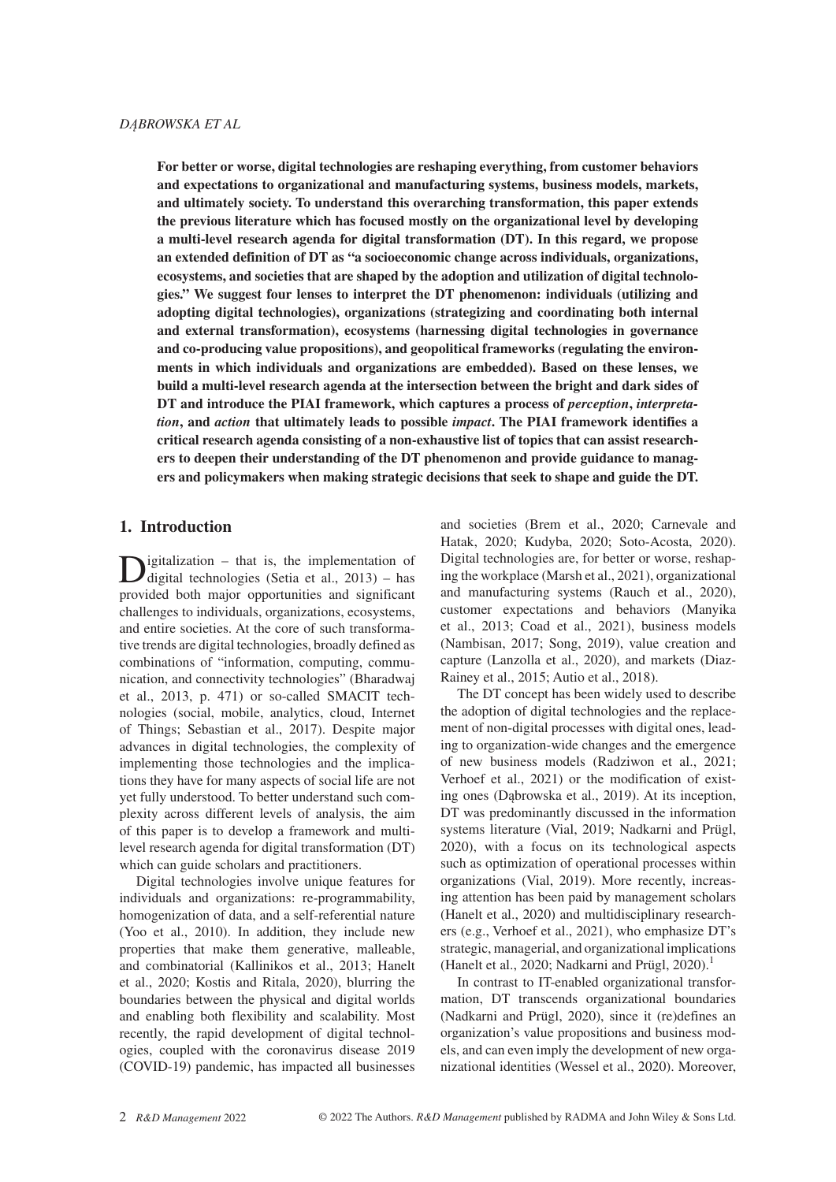**For better or worse, digital technologies are reshaping everything, from customer behaviors and expectations to organizational and manufacturing systems, business models, markets, and ultimately society. To understand this overarching transformation, this paper extends the previous literature which has focused mostly on the organizational level by developing a multi-level research agenda for digital transformation (DT). In this regard, we propose an extended definition of DT as "a socioeconomic change across individuals, organizations, ecosystems, and societies that are shaped by the adoption and utilization of digital technologies." We suggest four lenses to interpret the DT phenomenon: individuals (utilizing and adopting digital technologies), organizations (strategizing and coordinating both internal and external transformation), ecosystems (harnessing digital technologies in governance and co-producing value propositions), and geopolitical frameworks (regulating the environments in which individuals and organizations are embedded). Based on these lenses, we build a multi-level research agenda at the intersection between the bright and dark sides of DT and introduce the PIAI framework, which captures a process of *perception*, *interpretation*, and *action* that ultimately leads to possible *impact*. The PIAI framework identifies a critical research agenda consisting of a non-exhaustive list of topics that can assist researchers to deepen their understanding of the DT phenomenon and provide guidance to managers and policymakers when making strategic decisions that seek to shape and guide the DT.**

## 1. Introduction

Digitalization – that is, the implementation of digital technologies (Setia et al., 2013) – has provided both major opportunities and significant challenges to individuals, organizations, ecosystems, and entire societies. At the core of such transformative trends are digital technologies, broadly defined as combinations of "information, computing, communication, and connectivity technologies" (Bharadwaj et al., 2013, p. 471) or so-called SMACIT technologies (social, mobile, analytics, cloud, Internet of Things; Sebastian et al., 2017). Despite major advances in digital technologies, the complexity of implementing those technologies and the implications they have for many aspects of social life are not yet fully understood. To better understand such complexity across different levels of analysis, the aim of this paper is to develop a framework and multi-level research agenda for digital transformation (DT) which can guide scholars and practitioners.

Digital technologies involve unique features for individuals and organizations: re-programmability, homogenization of data, and a self-referential nature (Yoo et al., 2010). In addition, they include new properties that make them generative, malleable, and combinatorial (Kallinikos et al., 2013; Hanelt et al., 2020; Kostis and Ritala, 2020), blurring the boundaries between the physical and digital worlds and enabling both flexibility and scalability. Most recently, the rapid development of digital technologies, coupled with the coronavirus disease 2019 (COVID-19) pandemic, has impacted all businesses and societies (Brem et al., 2020; Carnevale and Hatak, 2020; Kudyba, 2020; Soto-Acosta, 2020). Digital technologies are, for better or worse, reshaping the workplace (Marsh et al., 2021), organizational and manufacturing systems (Rauch et al., 2020), customer expectations and behaviors (Manyika et al., 2013; Coad et al., 2021), business models (Nambisan, 2017; Song, 2019), value creation and capture (Lanzolla et al., 2020), and markets (Diaz-Rainey et al., 2015; Autio et al., 2018).

The DT concept has been widely used to describe the adoption of digital technologies and the replacement of non-digital processes with digital ones, leading to organization-wide changes and the emergence of new business models (Radziwon et al., 2021; Verhoef et al., 2021) or the modification of existing ones (Dąbrowska et al., 2019). At its inception, DT was predominantly discussed in the information systems literature (Vial, 2019; Nadkarni and Prügl, 2020), with a focus on its technological aspects such as optimization of operational processes within organizations (Vial, 2019). More recently, increasing attention has been paid by management scholars (Hanelt et al., 2020) and multidisciplinary researchers (e.g., Verhoef et al., 2021), who emphasize DT's strategic, managerial, and organizational implications (Hanelt et al., 2020; Nadkarni and Prügl, 2020).[1]

In contrast to IT-enabled organizational transformation, DT transcends organizational boundaries (Nadkarni and Prügl, 2020), since it (re)defines an organization's value propositions and business models, and can even imply the development of new organizational identities (Wessel et al., 2020). Moreover,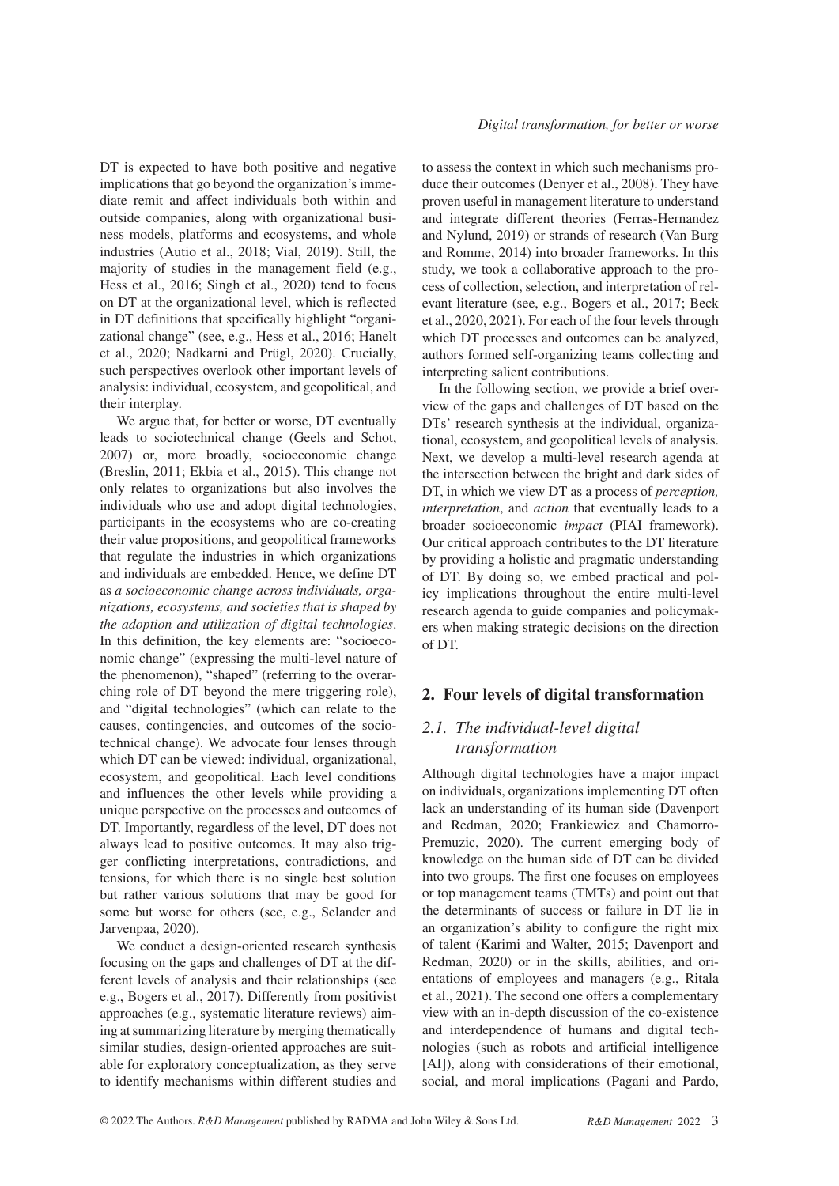DT is expected to have both positive and negative implications that go beyond the organization's immediate remit and affect individuals both within and outside companies, along with organizational business models, platforms and ecosystems, and whole industries (Autio et al., 2018; Vial, 2019). Still, the majority of studies in the management field (e.g., Hess et al., 2016; Singh et al., 2020) tend to focus on DT at the organizational level, which is reflected in DT definitions that specifically highlight "organizational change" (see, e.g., Hess et al., 2016; Hanelt et al., 2020; Nadkarni and Prügl, 2020). Crucially, such perspectives overlook other important levels of analysis: individual, ecosystem, and geopolitical, and their interplay.

We argue that, for better or worse, DT eventually leads to sociotechnical change (Geels and Schot, 2007) or, more broadly, socioeconomic change (Breslin, 2011; Ekbia et al., 2015). This change not only relates to organizations but also involves the individuals who use and adopt digital technologies, participants in the ecosystems who are co-creating their value propositions, and geopolitical frameworks that regulate the industries in which organizations and individuals are embedded. Hence, we define DT as *a socioeconomic change across individuals, organizations, ecosystems, and societies that is shaped by the adoption and utilization of digital technologies*. In this definition, the key elements are: "socioeconomic change" (expressing the multi-level nature of the phenomenon), "shaped" (referring to the overarching role of DT beyond the mere triggering role), and "digital technologies" (which can relate to the causes, contingencies, and outcomes of the sociotechnical change). We advocate four lenses through which DT can be viewed: individual, organizational, ecosystem, and geopolitical. Each level conditions and influences the other levels while providing a unique perspective on the processes and outcomes of DT. Importantly, regardless of the level, DT does not always lead to positive outcomes. It may also trigger conflicting interpretations, contradictions, and tensions, for which there is no single best solution but rather various solutions that may be good for some but worse for others (see, e.g., Selander and Jarvenpaa, 2020).

We conduct a design-oriented research synthesis focusing on the gaps and challenges of DT at the different levels of analysis and their relationships (see e.g., Bogers et al., 2017). Differently from positivist approaches (e.g., systematic literature reviews) aiming at summarizing literature by merging thematically similar studies, design-oriented approaches are suitable for exploratory conceptualization, as they serve to identify mechanisms within different studies and to assess the context in which such mechanisms produce their outcomes (Denyer et al., 2008). They have proven useful in management literature to understand and integrate different theories (Ferras-Hernandez and Nylund, 2019) or strands of research (Van Burg and Romme, 2014) into broader frameworks. In this study, we took a collaborative approach to the process of collection, selection, and interpretation of relevant literature (see, e.g., Bogers et al., 2017; Beck et al., 2020, 2021). For each of the four levels through which DT processes and outcomes can be analyzed, authors formed self-organizing teams collecting and interpreting salient contributions.

In the following section, we provide a brief overview of the gaps and challenges of DT based on the DTs' research synthesis at the individual, organizational, ecosystem, and geopolitical levels of analysis. Next, we develop a multi-level research agenda at the intersection between the bright and dark sides of DT, in which we view DT as a process of *perception, interpretation*, and *action* that eventually leads to a broader socioeconomic *impact* (PIAI framework). Our critical approach contributes to the DT literature by providing a holistic and pragmatic understanding of DT. By doing so, we embed practical and policy implications throughout the entire multi-level research agenda to guide companies and policymakers when making strategic decisions on the direction of DT.

## 2. Four levels of digital transformation

### 2.1. The individual-level digital transformation

Although digital technologies have a major impact on individuals, organizations implementing DT often lack an understanding of its human side (Davenport and Redman, 2020; Frankiewicz and Chamorro-Premuzic, 2020). The current emerging body of knowledge on the human side of DT can be divided into two groups. The first one focuses on employees or top management teams (TMTs) and point out that the determinants of success or failure in DT lie in an organization's ability to configure the right mix of talent (Karimi and Walter, 2015; Davenport and Redman, 2020) or in the skills, abilities, and orientations of employees and managers (e.g., Ritala et al., 2021). The second one offers a complementary view with an in-depth discussion of the co-existence and interdependence of humans and digital technologies (such as robots and artificial intelligence [AI]), along with considerations of their emotional, social, and moral implications (Pagani and Pardo,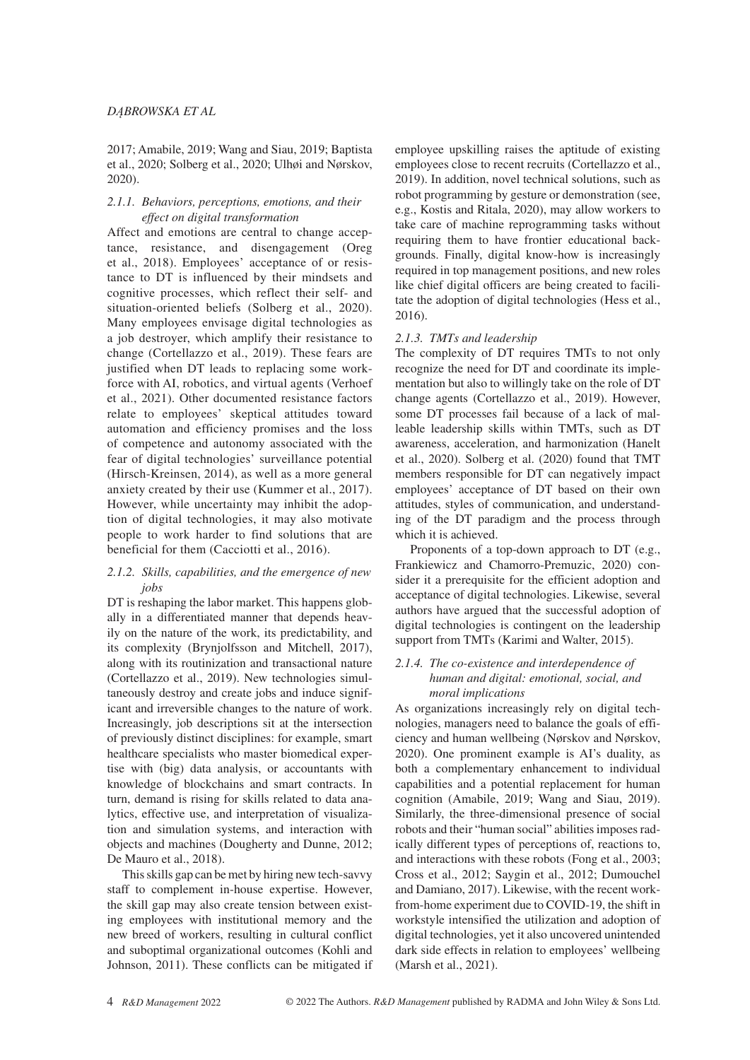2017; Amabile, 2019; Wang and Siau, 2019; Baptista et al., 2020; Solberg et al., 2020; Ulhøi and Nørskov, 2020).

#### 2.1.1. Behaviors, perceptions, emotions, and their effect on digital transformation

Affect and emotions are central to change acceptance, resistance, and disengagement (Oreg et al., 2018). Employees' acceptance of or resistance to DT is influenced by their mindsets and cognitive processes, which reflect their self- and situation-oriented beliefs (Solberg et al., 2020). Many employees envisage digital technologies as a job destroyer, which amplify their resistance to change (Cortellazzo et al., 2019). These fears are justified when DT leads to replacing some workforce with AI, robotics, and virtual agents (Verhoef et al., 2021). Other documented resistance factors relate to employees' skeptical attitudes toward automation and efficiency promises and the loss of competence and autonomy associated with the fear of digital technologies' surveillance potential (Hirsch-Kreinsen, 2014), as well as a more general anxiety created by their use (Kummer et al., 2017). However, while uncertainty may inhibit the adoption of digital technologies, it may also motivate people to work harder to find solutions that are beneficial for them (Cacciotti et al., 2016).

#### 2.1.2. Skills, capabilities, and the emergence of new jobs

DT is reshaping the labor market. This happens globally in a differentiated manner that depends heavily on the nature of the work, its predictability, and its complexity (Brynjolfsson and Mitchell, 2017), along with its routinization and transactional nature (Cortellazzo et al., 2019). New technologies simultaneously destroy and create jobs and induce significant and irreversible changes to the nature of work. Increasingly, job descriptions sit at the intersection of previously distinct disciplines: for example, smart healthcare specialists who master biomedical expertise with (big) data analysis, or accountants with knowledge of blockchains and smart contracts. In turn, demand is rising for skills related to data analytics, effective use, and interpretation of visualization and simulation systems, and interaction with objects and machines (Dougherty and Dunne, 2012; De Mauro et al., 2018).

This skills gap can be met by hiring new tech-savvy staff to complement in-house expertise. However, the skill gap may also create tension between existing employees with institutional memory and the new breed of workers, resulting in cultural conflict and suboptimal organizational outcomes (Kohli and Johnson, 2011). These conflicts can be mitigated if employee upskilling raises the aptitude of existing employees close to recent recruits (Cortellazzo et al., 2019). In addition, novel technical solutions, such as robot programming by gesture or demonstration (see, e.g., Kostis and Ritala, 2020), may allow workers to take care of machine reprogramming tasks without requiring them to have frontier educational backgrounds. Finally, digital know-how is increasingly required in top management positions, and new roles like chief digital officers are being created to facilitate the adoption of digital technologies (Hess et al., 2016).

#### 2.1.3. TMTs and leadership

The complexity of DT requires TMTs to not only recognize the need for DT and coordinate its implementation but also to willingly take on the role of DT change agents (Cortellazzo et al., 2019). However, some DT processes fail because of a lack of malleable leadership skills within TMTs, such as DT awareness, acceleration, and harmonization (Hanelt et al., 2020). Solberg et al. (2020) found that TMT members responsible for DT can negatively impact employees' acceptance of DT based on their own attitudes, styles of communication, and understanding of the DT paradigm and the process through which it is achieved.

Proponents of a top-down approach to DT (e.g., Frankiewicz and Chamorro-Premuzic, 2020) consider it a prerequisite for the efficient adoption and acceptance of digital technologies. Likewise, several authors have argued that the successful adoption of digital technologies is contingent on the leadership support from TMTs (Karimi and Walter, 2015).

#### 2.1.4. The co-existence and interdependence of human and digital: emotional, social, and moral implications

As organizations increasingly rely on digital technologies, managers need to balance the goals of efficiency and human wellbeing (Nørskov and Nørskov, 2020). One prominent example is AI's duality, as both a complementary enhancement to individual capabilities and a potential replacement for human cognition (Amabile, 2019; Wang and Siau, 2019). Similarly, the three-dimensional presence of social robots and their "human social" abilities imposes radically different types of perceptions of, reactions to, and interactions with these robots (Fong et al., 2003; Cross et al., 2012; Saygin et al., 2012; Dumouchel and Damiano, 2017). Likewise, with the recent work-from-home experiment due to COVID-19, the shift in workstyle intensified the utilization and adoption of digital technologies, yet it also uncovered unintended dark side effects in relation to employees' wellbeing (Marsh et al., 2021).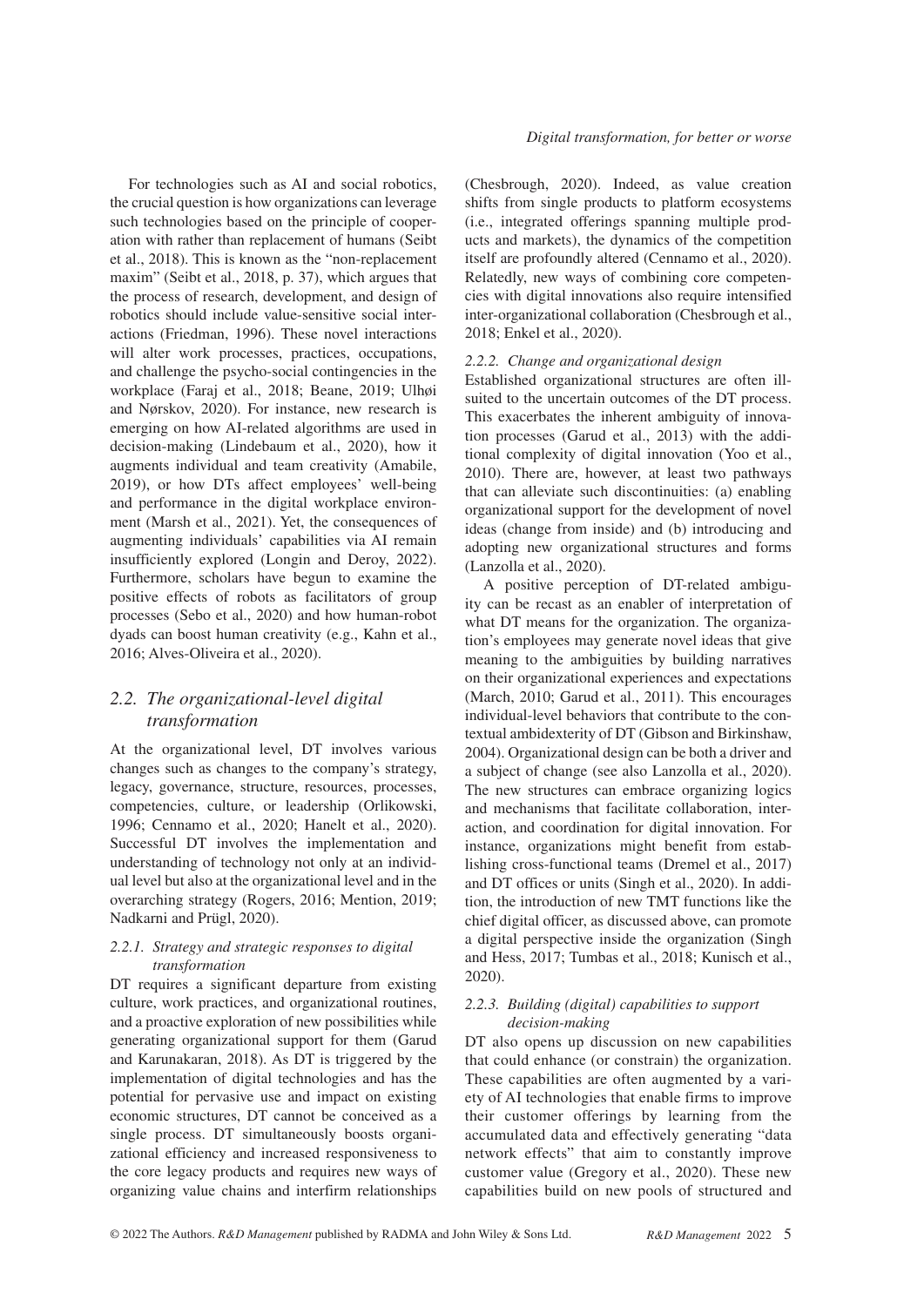For technologies such as AI and social robotics, the crucial question is how organizations can leverage such technologies based on the principle of cooperation with rather than replacement of humans (Seibt et al., 2018). This is known as the "non-replacement maxim" (Seibt et al., 2018, p. 37), which argues that the process of research, development, and design of robotics should include value-sensitive social interactions (Friedman, 1996). These novel interactions will alter work processes, practices, occupations, and challenge the psycho-social contingencies in the workplace (Faraj et al., 2018; Beane, 2019; Ulhøi and Nørskov, 2020). For instance, new research is emerging on how AI-related algorithms are used in decision-making (Lindebaum et al., 2020), how it augments individual and team creativity (Amabile, 2019), or how DTs affect employees' well-being and performance in the digital workplace environment (Marsh et al., 2021). Yet, the consequences of augmenting individuals' capabilities via AI remain insufficiently explored (Longin and Deroy, 2022). Furthermore, scholars have begun to examine the positive effects of robots as facilitators of group processes (Sebo et al., 2020) and how human-robot dyads can boost human creativity (e.g., Kahn et al., 2016; Alves-Oliveira et al., 2020).

## 2.2. The organizational-level digital transformation

At the organizational level, DT involves various changes such as changes to the company's strategy, legacy, governance, structure, resources, processes, competencies, culture, or leadership (Orlikowski, 1996; Cennamo et al., 2020; Hanelt et al., 2020). Successful DT involves the implementation and understanding of technology not only at an individual level but also at the organizational level and in the overarching strategy (Rogers, 2016; Mention, 2019; Nadkarni and Prügl, 2020).

### 2.2.1. Strategy and strategic responses to digital transformation

DT requires a significant departure from existing culture, work practices, and organizational routines, and a proactive exploration of new possibilities while generating organizational support for them (Garud and Karunakaran, 2018). As DT is triggered by the implementation of digital technologies and has the potential for pervasive use and impact on existing economic structures, DT cannot be conceived as a single process. DT simultaneously boosts organizational efficiency and increased responsiveness to the core legacy products and requires new ways of organizing value chains and interfirm relationships (Chesbrough, 2020). Indeed, as value creation shifts from single products to platform ecosystems (i.e., integrated offerings spanning multiple products and markets), the dynamics of the competition itself are profoundly altered (Cennamo et al., 2020). Relatedly, new ways of combining core competencies with digital innovations also require intensified inter-organizational collaboration (Chesbrough et al., 2018; Enkel et al., 2020).

### 2.2.2. Change and organizational design

Established organizational structures are often ill-suited to the uncertain outcomes of the DT process. This exacerbates the inherent ambiguity of innovation processes (Garud et al., 2013) with the additional complexity of digital innovation (Yoo et al., 2010). There are, however, at least two pathways that can alleviate such discontinuities: (a) enabling organizational support for the development of novel ideas (change from inside) and (b) introducing and adopting new organizational structures and forms (Lanzolla et al., 2020).

A positive perception of DT-related ambiguity can be recast as an enabler of interpretation of what DT means for the organization. The organization's employees may generate novel ideas that give meaning to the ambiguities by building narratives on their organizational experiences and expectations (March, 2010; Garud et al., 2011). This encourages individual-level behaviors that contribute to the contextual ambidexterity of DT (Gibson and Birkinshaw, 2004). Organizational design can be both a driver and a subject of change (see also Lanzolla et al., 2020). The new structures can embrace organizing logics and mechanisms that facilitate collaboration, interaction, and coordination for digital innovation. For instance, organizations might benefit from establishing cross-functional teams (Dremel et al., 2017) and DT offices or units (Singh et al., 2020). In addition, the introduction of new TMT functions like the chief digital officer, as discussed above, can promote a digital perspective inside the organization (Singh and Hess, 2017; Tumbas et al., 2018; Kunisch et al., 2020).

### 2.2.3. Building (digital) capabilities to support decision-making

DT also opens up discussion on new capabilities that could enhance (or constrain) the organization. These capabilities are often augmented by a variety of AI technologies that enable firms to improve their customer offerings by learning from the accumulated data and effectively generating "data network effects" that aim to constantly improve customer value (Gregory et al., 2020). These new capabilities build on new pools of structured and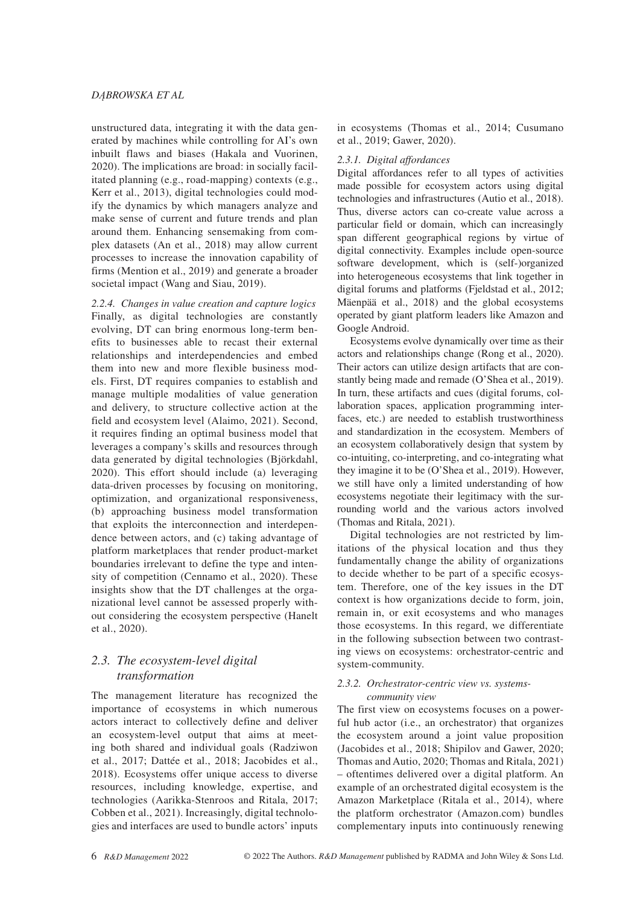unstructured data, integrating it with the data generated by machines while controlling for AI's own inbuilt flaws and biases (Hakala and Vuorinen, 2020). The implications are broad: in socially facilitated planning (e.g., road-mapping) contexts (e.g., Kerr et al., 2013), digital technologies could modify the dynamics by which managers analyze and make sense of current and future trends and plan around them. Enhancing sensemaking from complex datasets (An et al., 2018) may allow current processes to increase the innovation capability of firms (Mention et al., 2019) and generate a broader societal impact (Wang and Siau, 2019).

#### *2.2.4. Changes in value creation and capture logics*

Finally, as digital technologies are constantly evolving, DT can bring enormous long-term benefits to businesses able to recast their external relationships and interdependencies and embed them into new and more flexible business models. First, DT requires companies to establish and manage multiple modalities of value generation and delivery, to structure collective action at the field and ecosystem level (Alaimo, 2021). Second, it requires finding an optimal business model that leverages a company's skills and resources through data generated by digital technologies (Björkdahl, 2020). This effort should include (a) leveraging data-driven processes by focusing on monitoring, optimization, and organizational responsiveness, (b) approaching business model transformation that exploits the interconnection and interdependence between actors, and (c) taking advantage of platform marketplaces that render product-market boundaries irrelevant to define the type and intensity of competition (Cennamo et al., 2020). These insights show that the DT challenges at the organizational level cannot be assessed properly without considering the ecosystem perspective (Hanelt et al., 2020).

### *2.3. The ecosystem-level digital transformation*

The management literature has recognized the importance of ecosystems in which numerous actors interact to collectively define and deliver an ecosystem-level output that aims at meeting both shared and individual goals (Radziwon et al., 2017; Dattée et al., 2018; Jacobides et al., 2018). Ecosystems offer unique access to diverse resources, including knowledge, expertise, and technologies (Aarikka-Stenroos and Ritala, 2017; Cobben et al., 2021). Increasingly, digital technologies and interfaces are used to bundle actors' inputs in ecosystems (Thomas et al., 2014; Cusumano et al., 2019; Gawer, 2020).

#### *2.3.1. Digital affordances*

Digital affordances refer to all types of activities made possible for ecosystem actors using digital technologies and infrastructures (Autio et al., 2018). Thus, diverse actors can co-create value across a particular field or domain, which can increasingly span different geographical regions by virtue of digital connectivity. Examples include open-source software development, which is (self-)organized into heterogeneous ecosystems that link together in digital forums and platforms (Fjeldstad et al., 2012; Mäenpää et al., 2018) and the global ecosystems operated by giant platform leaders like Amazon and Google Android.

Ecosystems evolve dynamically over time as their actors and relationships change (Rong et al., 2020). Their actors can utilize design artifacts that are constantly being made and remade (O'Shea et al., 2019). In turn, these artifacts and cues (digital forums, collaboration spaces, application programming interfaces, etc.) are needed to establish trustworthiness and standardization in the ecosystem. Members of an ecosystem collaboratively design that system by co-intuiting, co-interpreting, and co-integrating what they imagine it to be (O'Shea et al., 2019). However, we still have only a limited understanding of how ecosystems negotiate their legitimacy with the surrounding world and the various actors involved (Thomas and Ritala, 2021).

Digital technologies are not restricted by limitations of the physical location and thus they fundamentally change the ability of organizations to decide whether to be part of a specific ecosystem. Therefore, one of the key issues in the DT context is how organizations decide to form, join, remain in, or exit ecosystems and who manages those ecosystems. In this regard, we differentiate in the following subsection between two contrasting views on ecosystems: orchestrator-centric and system-community.

#### *2.3.2. Orchestrator-centric view vs. systems-community view*

The first view on ecosystems focuses on a powerful hub actor (i.e., an orchestrator) that organizes the ecosystem around a joint value proposition (Jacobides et al., 2018; Shipilov and Gawer, 2020; Thomas and Autio, 2020; Thomas and Ritala, 2021) – oftentimes delivered over a digital platform. An example of an orchestrated digital ecosystem is the Amazon Marketplace (Ritala et al., 2014), where the platform orchestrator (Amazon.com) bundles complementary inputs into continuously renewing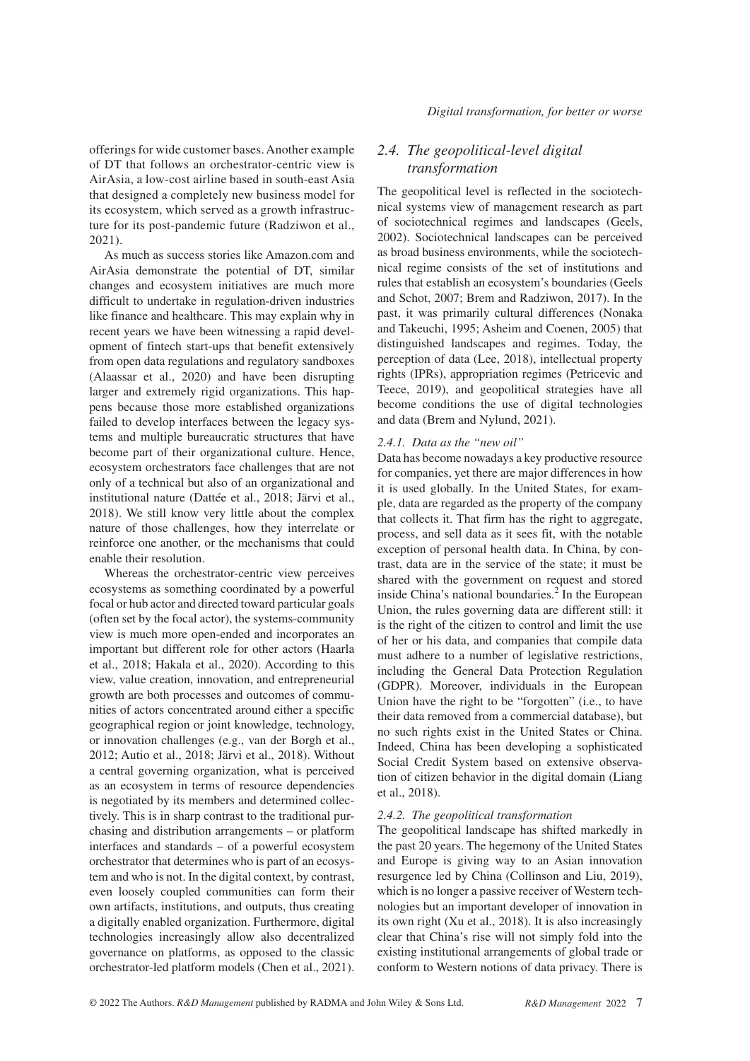offerings for wide customer bases. Another example of DT that follows an orchestrator-centric view is AirAsia, a low-cost airline based in south-east Asia that designed a completely new business model for its ecosystem, which served as a growth infrastructure for its post-pandemic future (Radziwon et al., 2021).

As much as success stories like Amazon.com and AirAsia demonstrate the potential of DT, similar changes and ecosystem initiatives are much more difficult to undertake in regulation-driven industries like finance and healthcare. This may explain why in recent years we have been witnessing a rapid development of fintech start-ups that benefit extensively from open data regulations and regulatory sandboxes (Alaassar et al., 2020) and have been disrupting larger and extremely rigid organizations. This happens because those more established organizations failed to develop interfaces between the legacy systems and multiple bureaucratic structures that have become part of their organizational culture. Hence, ecosystem orchestrators face challenges that are not only of a technical but also of an organizational and institutional nature (Dattée et al., 2018; Järvi et al., 2018). We still know very little about the complex nature of those challenges, how they interrelate or reinforce one another, or the mechanisms that could enable their resolution.

Whereas the orchestrator-centric view perceives ecosystems as something coordinated by a powerful focal or hub actor and directed toward particular goals (often set by the focal actor), the systems-community view is much more open-ended and incorporates an important but different role for other actors (Haarla et al., 2018; Hakala et al., 2020). According to this view, value creation, innovation, and entrepreneurial growth are both processes and outcomes of communities of actors concentrated around either a specific geographical region or joint knowledge, technology, or innovation challenges (e.g., van der Borgh et al., 2012; Autio et al., 2018; Järvi et al., 2018). Without a central governing organization, what is perceived as an ecosystem in terms of resource dependencies is negotiated by its members and determined collectively. This is in sharp contrast to the traditional purchasing and distribution arrangements – or platform interfaces and standards – of a powerful ecosystem orchestrator that determines who is part of an ecosystem and who is not. In the digital context, by contrast, even loosely coupled communities can form their own artifacts, institutions, and outputs, thus creating a digitally enabled organization. Furthermore, digital technologies increasingly allow also decentralized governance on platforms, as opposed to the classic orchestrator-led platform models (Chen et al., 2021).

## 2.4. The geopolitical-level digital transformation

The geopolitical level is reflected in the sociotechnical systems view of management research as part of sociotechnical regimes and landscapes (Geels, 2002). Sociotechnical landscapes can be perceived as broad business environments, while the sociotechnical regime consists of the set of institutions and rules that establish an ecosystem's boundaries (Geels and Schot, 2007; Brem and Radziwon, 2017). In the past, it was primarily cultural differences (Nonaka and Takeuchi, 1995; Asheim and Coenen, 2005) that distinguished landscapes and regimes. Today, the perception of data (Lee, 2018), intellectual property rights (IPRs), appropriation regimes (Petricevic and Teece, 2019), and geopolitical strategies have all become conditions the use of digital technologies and data (Brem and Nylund, 2021).

### 2.4.1. Data as the "new oil"

Data has become nowadays a key productive resource for companies, yet there are major differences in how it is used globally. In the United States, for example, data are regarded as the property of the company that collects it. That firm has the right to aggregate, process, and sell data as it sees fit, with the notable exception of personal health data. In China, by contrast, data are in the service of the state; it must be shared with the government on request and stored inside China's national boundaries.[2] In the European Union, the rules governing data are different still: it is the right of the citizen to control and limit the use of her or his data, and companies that compile data must adhere to a number of legislative restrictions, including the General Data Protection Regulation (GDPR). Moreover, individuals in the European Union have the right to be "forgotten" (i.e., to have their data removed from a commercial database), but no such rights exist in the United States or China. Indeed, China has been developing a sophisticated Social Credit System based on extensive observation of citizen behavior in the digital domain (Liang et al., 2018).

### 2.4.2. The geopolitical transformation

The geopolitical landscape has shifted markedly in the past 20 years. The hegemony of the United States and Europe is giving way to an Asian innovation resurgence led by China (Collinson and Liu, 2019), which is no longer a passive receiver of Western technologies but an important developer of innovation in its own right (Xu et al., 2018). It is also increasingly clear that China's rise will not simply fold into the existing institutional arrangements of global trade or conform to Western notions of data privacy. There is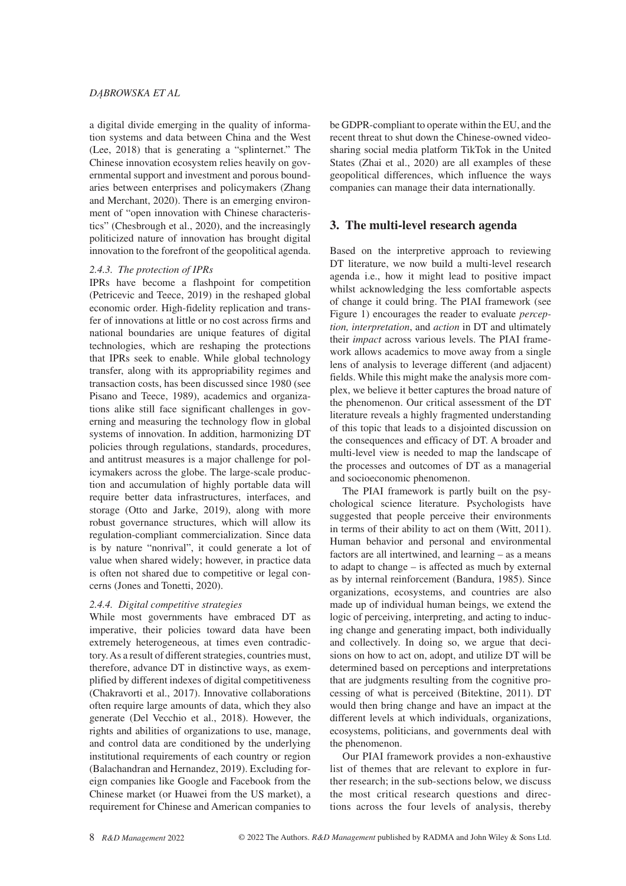a digital divide emerging in the quality of information systems and data between China and the West (Lee, 2018) that is generating a "splinternet." The Chinese innovation ecosystem relies heavily on governmental support and investment and porous boundaries between enterprises and policymakers (Zhang and Merchant, 2020). There is an emerging environment of "open innovation with Chinese characteristics" (Chesbrough et al., 2020), and the increasingly politicized nature of innovation has brought digital innovation to the forefront of the geopolitical agenda.

#### *2.4.3. The protection of IPRs*

IPRs have become a flashpoint for competition (Petricevic and Teece, 2019) in the reshaped global economic order. High-fidelity replication and transfer of innovations at little or no cost across firms and national boundaries are unique features of digital technologies, which are reshaping the protections that IPRs seek to enable. While global technology transfer, along with its appropriability regimes and transaction costs, has been discussed since 1980 (see Pisano and Teece, 1989), academics and organizations alike still face significant challenges in governing and measuring the technology flow in global systems of innovation. In addition, harmonizing DT policies through regulations, standards, procedures, and antitrust measures is a major challenge for policymakers across the globe. The large-scale production and accumulation of highly portable data will require better data infrastructures, interfaces, and storage (Otto and Jarke, 2019), along with more robust governance structures, which will allow its regulation-compliant commercialization. Since data is by nature "nonrival", it could generate a lot of value when shared widely; however, in practice data is often not shared due to competitive or legal concerns (Jones and Tonetti, 2020).

#### *2.4.4. Digital competitive strategies*

While most governments have embraced DT as imperative, their policies toward data have been extremely heterogeneous, at times even contradictory. As a result of different strategies, countries must, therefore, advance DT in distinctive ways, as exemplified by different indexes of digital competitiveness (Chakravorti et al., 2017). Innovative collaborations often require large amounts of data, which they also generate (Del Vecchio et al., 2018). However, the rights and abilities of organizations to use, manage, and control data are conditioned by the underlying institutional requirements of each country or region (Balachandran and Hernandez, 2019). Excluding foreign companies like Google and Facebook from the Chinese market (or Huawei from the US market), a requirement for Chinese and American companies to be GDPR-compliant to operate within the EU, and the recent threat to shut down the Chinese-owned video-sharing social media platform TikTok in the United States (Zhai et al., 2020) are all examples of these geopolitical differences, which influence the ways companies can manage their data internationally.

## 3. The multi-level research agenda

Based on the interpretive approach to reviewing DT literature, we now build a multi-level research agenda i.e., how it might lead to positive impact whilst acknowledging the less comfortable aspects of change it could bring. The PIAI framework (see Figure 1) encourages the reader to evaluate *perception, interpretation*, and *action* in DT and ultimately their *impact* across various levels. The PIAI framework allows academics to move away from a single lens of analysis to leverage different (and adjacent) fields. While this might make the analysis more complex, we believe it better captures the broad nature of the phenomenon. Our critical assessment of the DT literature reveals a highly fragmented understanding of this topic that leads to a disjointed discussion on the consequences and efficacy of DT. A broader and multi-level view is needed to map the landscape of the processes and outcomes of DT as a managerial and socioeconomic phenomenon.

The PIAI framework is partly built on the psychological science literature. Psychologists have suggested that people perceive their environments in terms of their ability to act on them (Witt, 2011). Human behavior and personal and environmental factors are all intertwined, and learning – as a means to adapt to change – is affected as much by external as by internal reinforcement (Bandura, 1985). Since organizations, ecosystems, and countries are also made up of individual human beings, we extend the logic of perceiving, interpreting, and acting to inducing change and generating impact, both individually and collectively. In doing so, we argue that decisions on how to act on, adopt, and utilize DT will be determined based on perceptions and interpretations that are judgments resulting from the cognitive processing of what is perceived (Bitektine, 2011). DT would then bring change and have an impact at the different levels at which individuals, organizations, ecosystems, politicians, and governments deal with the phenomenon.

Our PIAI framework provides a non-exhaustive list of themes that are relevant to explore in further research; in the sub-sections below, we discuss the most critical research questions and directions across the four levels of analysis, thereby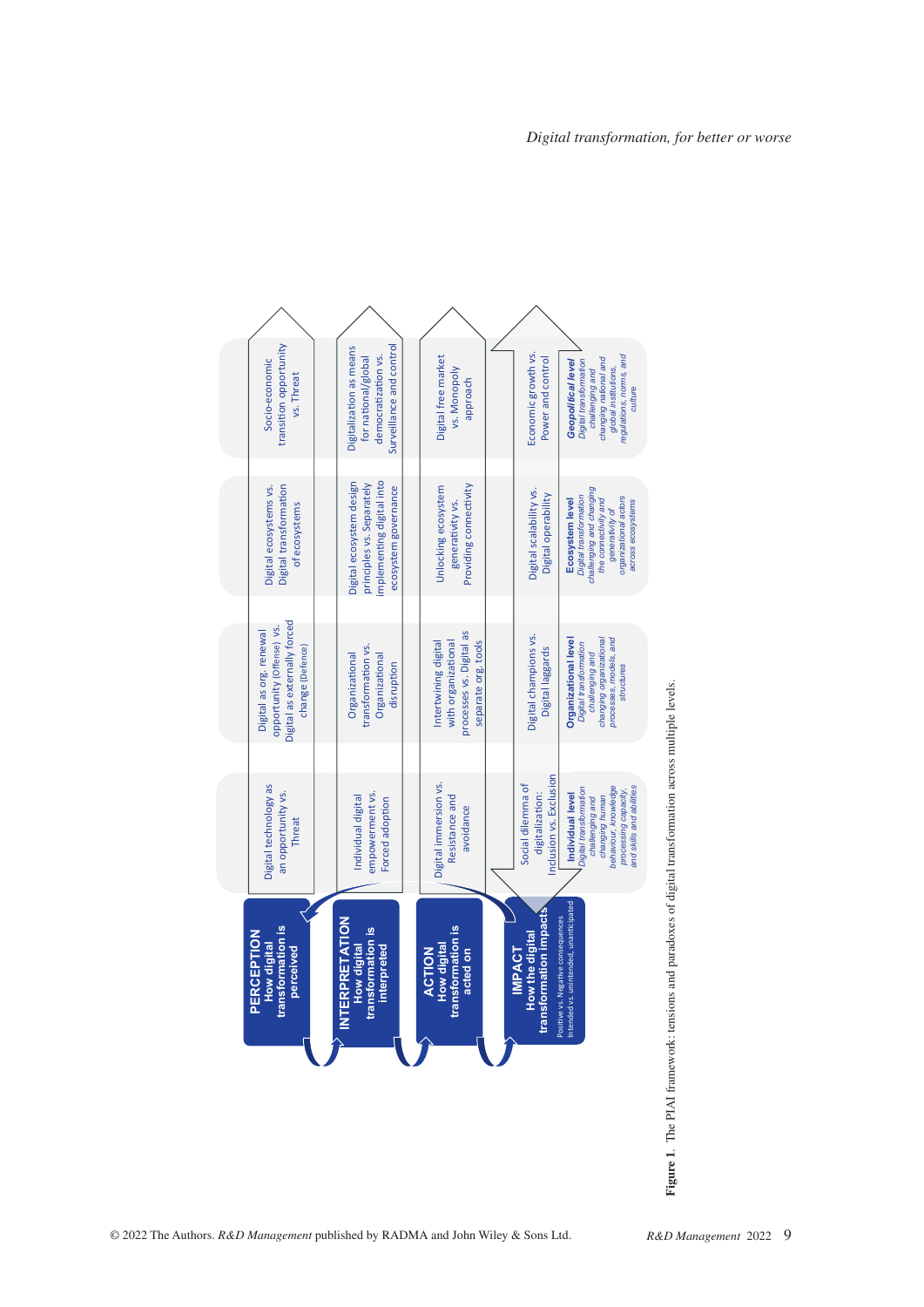| | Individual level<br>*Digital transformation challenging and changing human behaviour, knowledge processing capacity, and skills and abilities* | Organizational level<br>*Digital transformation challenging and changing organizational processes, models, and structures* | Ecosystem level<br>*Digital transformation challenging and changing the connectivity and generativity of organizational actors across ecosystems* | Geopolitical level<br>*Digital transformation challenging and changing national and global institutions, regulations, norms, and culture* |
|---|---|---|---|---|
| **PERCEPTION**<br>How digital transformation is perceived | Digital technology as an opportunity vs. Threat | Digital as org. renewal opportunity (Offense) vs. Digital as externally forced change (Defence) | Digital ecosystems vs. Digital transformation of ecosystems | Socio-economic transition opportunity vs. Threat |
| **INTERPRETATION**<br>How digital transformation is interpreted | Individual digital empowerment vs. Forced adoption | Organizational transformation vs. Organizational disruption | Digital ecosystem design principles vs. Separately implementing digital into ecosystem governance | Digitalization as means for national/global democratization vs. Surveillance and control |
| **ACTION**<br>How digital transformation is acted on | Digital immersion vs. Resistance and avoidance | Intertwining digital with organizational processes vs. Digital as separate org. tools | Unlocking ecosystem generativity vs. Providing connectivity | Digital free market vs. Monopoly approach |
| **IMPACT**<br>How the digital transformation impacts<br>Positive vs. Negative consequences<br>Intended vs. unintended, unanticipated | Social dilemma of digitalization: Inclusion vs. Exclusion | Digital champions vs. Digital laggards | Digital scalability vs. Digital operability | Economic growth vs. Power and control |

**Figure 1**. The PIAI framework: tensions and paradoxes of digital transformation across multiple levels.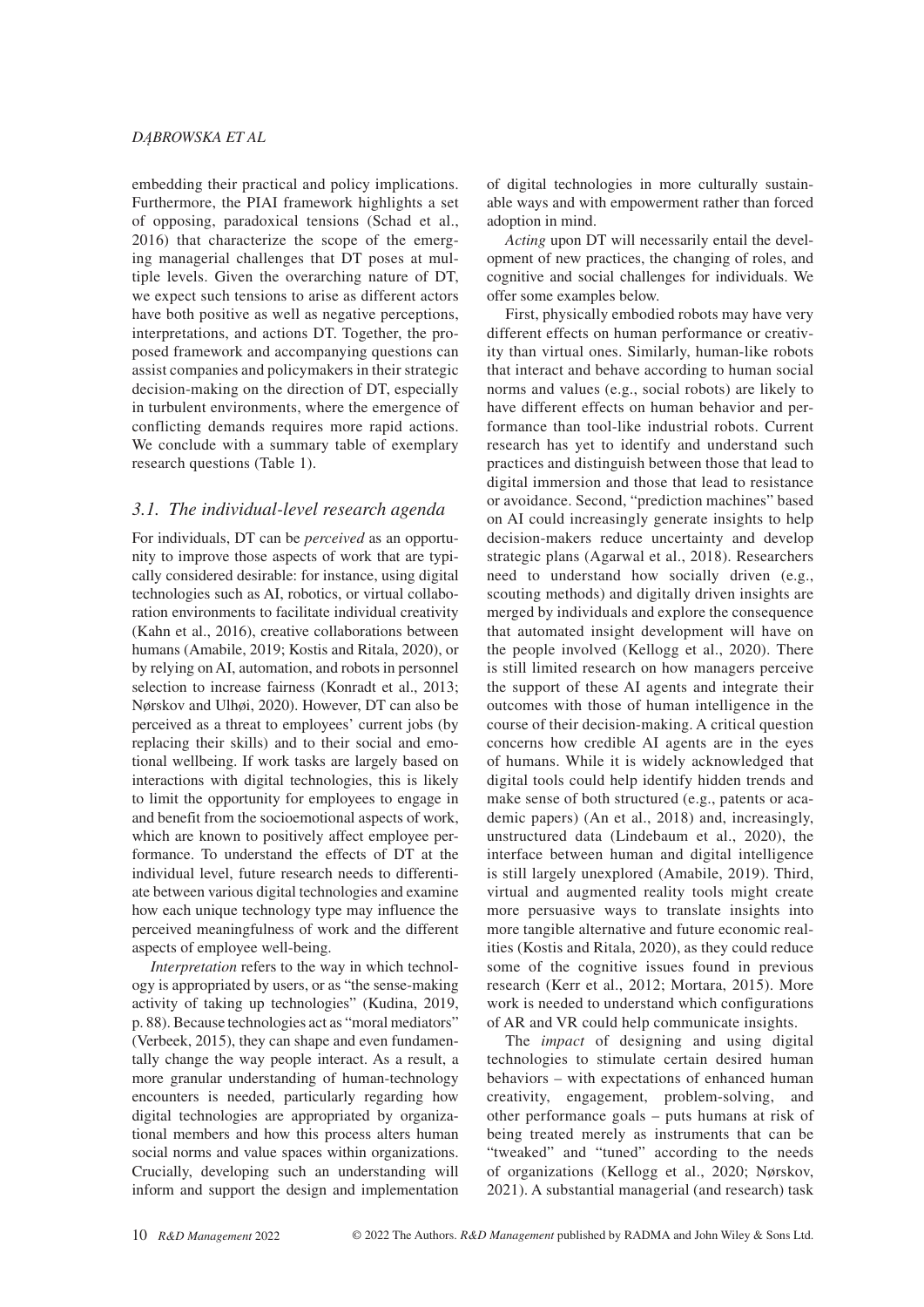embedding their practical and policy implications. Furthermore, the PIAI framework highlights a set of opposing, paradoxical tensions (Schad et al., 2016) that characterize the scope of the emerging managerial challenges that DT poses at multiple levels. Given the overarching nature of DT, we expect such tensions to arise as different actors have both positive as well as negative perceptions, interpretations, and actions DT. Together, the proposed framework and accompanying questions can assist companies and policymakers in their strategic decision-making on the direction of DT, especially in turbulent environments, where the emergence of conflicting demands requires more rapid actions. We conclude with a summary table of exemplary research questions (Table 1).

### *3.1. The individual-level research agenda*

For individuals, DT can be *perceived* as an opportunity to improve those aspects of work that are typically considered desirable: for instance, using digital technologies such as AI, robotics, or virtual collaboration environments to facilitate individual creativity (Kahn et al., 2016), creative collaborations between humans (Amabile, 2019; Kostis and Ritala, 2020), or by relying on AI, automation, and robots in personnel selection to increase fairness (Konradt et al., 2013; Nørskov and Ulhøi, 2020). However, DT can also be perceived as a threat to employees' current jobs (by replacing their skills) and to their social and emotional wellbeing. If work tasks are largely based on interactions with digital technologies, this is likely to limit the opportunity for employees to engage in and benefit from the socioemotional aspects of work, which are known to positively affect employee performance. To understand the effects of DT at the individual level, future research needs to differentiate between various digital technologies and examine how each unique technology type may influence the perceived meaningfulness of work and the different aspects of employee well-being.

*Interpretation* refers to the way in which technology is appropriated by users, or as "the sense-making activity of taking up technologies" (Kudina, 2019, p. 88). Because technologies act as "moral mediators" (Verbeek, 2015), they can shape and even fundamentally change the way people interact. As a result, a more granular understanding of human-technology encounters is needed, particularly regarding how digital technologies are appropriated by organizational members and how this process alters human social norms and value spaces within organizations. Crucially, developing such an understanding will inform and support the design and implementation of digital technologies in more culturally sustainable ways and with empowerment rather than forced adoption in mind.

*Acting* upon DT will necessarily entail the development of new practices, the changing of roles, and cognitive and social challenges for individuals. We offer some examples below.

First, physically embodied robots may have very different effects on human performance or creativity than virtual ones. Similarly, human-like robots that interact and behave according to human social norms and values (e.g., social robots) are likely to have different effects on human behavior and performance than tool-like industrial robots. Current research has yet to identify and understand such practices and distinguish between those that lead to digital immersion and those that lead to resistance or avoidance. Second, "prediction machines" based on AI could increasingly generate insights to help decision-makers reduce uncertainty and develop strategic plans (Agarwal et al., 2018). Researchers need to understand how socially driven (e.g., scouting methods) and digitally driven insights are merged by individuals and explore the consequence that automated insight development will have on the people involved (Kellogg et al., 2020). There is still limited research on how managers perceive the support of these AI agents and integrate their outcomes with those of human intelligence in the course of their decision-making. A critical question concerns how credible AI agents are in the eyes of humans. While it is widely acknowledged that digital tools could help identify hidden trends and make sense of both structured (e.g., patents or academic papers) (An et al., 2018) and, increasingly, unstructured data (Lindebaum et al., 2020), the interface between human and digital intelligence is still largely unexplored (Amabile, 2019). Third, virtual and augmented reality tools might create more persuasive ways to translate insights into more tangible alternative and future economic realities (Kostis and Ritala, 2020), as they could reduce some of the cognitive issues found in previous research (Kerr et al., 2012; Mortara, 2015). More work is needed to understand which configurations of AR and VR could help communicate insights.

The *impact* of designing and using digital technologies to stimulate certain desired human behaviors – with expectations of enhanced human creativity, engagement, problem-solving, and other performance goals – puts humans at risk of being treated merely as instruments that can be "tweaked" and "tuned" according to the needs of organizations (Kellogg et al., 2020; Nørskov, 2021). A substantial managerial (and research) task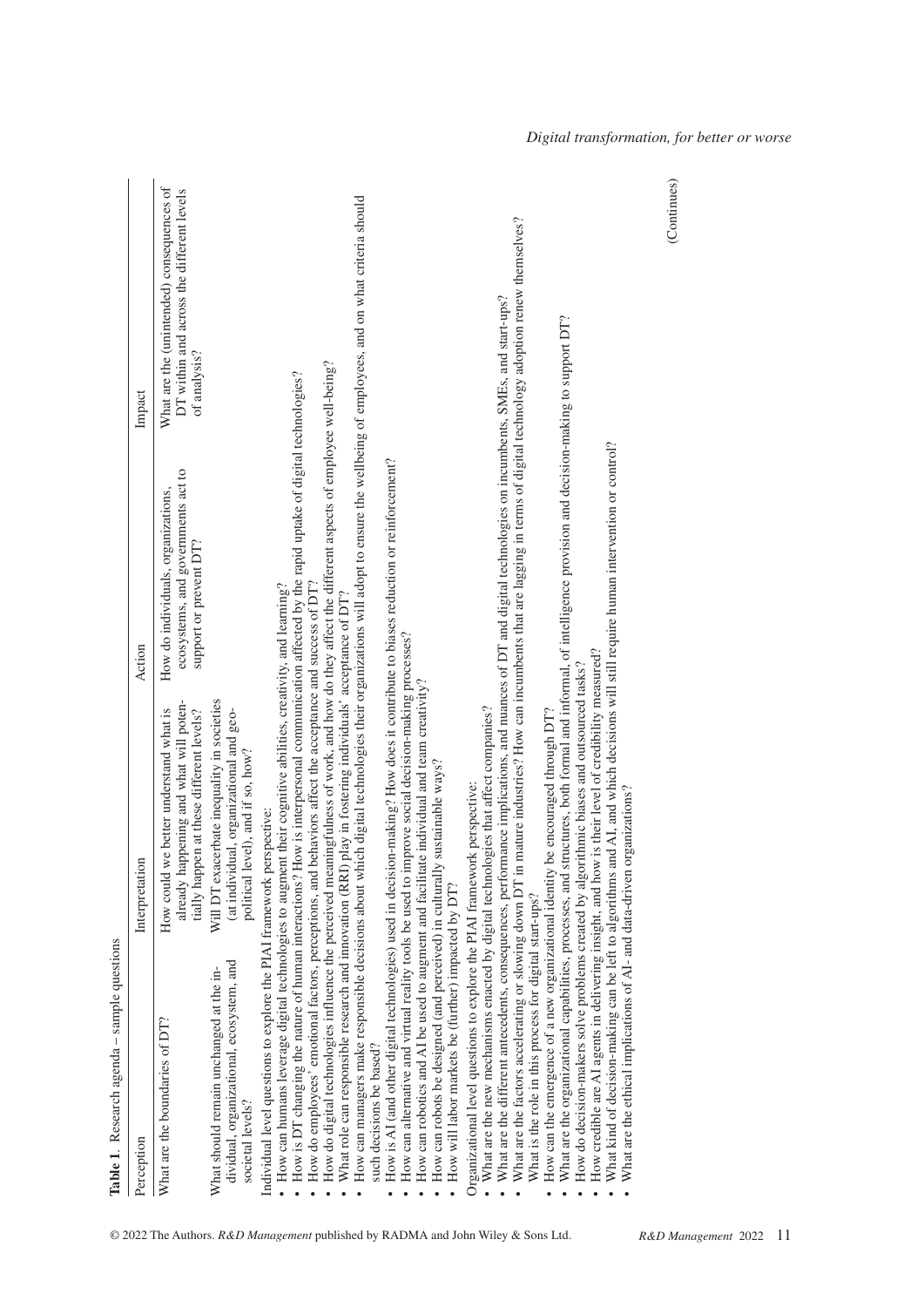**Table 1**. Research agenda – sample questions

| Perception | Interpretation | Action | Impact |
|---|---|---|---|
| What are the boundaries of DT? | How could we better understand what is already happening and what will potentially happen at these different levels? | How do individuals, organizations, ecosystems, and governments act to support or prevent DT? | What are the (unintended) consequences of DT within and across the different levels of analysis? |
| What should remain unchanged at the individual, organizational, ecosystem, and societal levels? | Will DT exacerbate inequality in societies (at individual, organizational and geo-political level), and if so, how? | | |

Individual level questions to explore the PIAI framework perspective:

- How can humans leverage digital technologies to augment their cognitive abilities, creativity, and learning?
- How is DT changing the nature of human interactions? How is interpersonal communication affected by the rapid uptake of digital technologies?
- How do employees' emotional factors, perceptions, and behaviors affect the acceptance and success of DT?
- How do digital technologies influence the perceived meaningfulness of work, and how do they affect the different aspects of employee well-being?
- What role can responsible research and innovation (RRI) play in fostering individuals' acceptance of DT?
- How can managers make responsible decisions about which digital technologies their organizations will adopt to ensure the wellbeing of employees, and on what criteria should such decisions be based?
- How is AI (and other digital technologies) used in decision-making? How does it contribute to biases reduction or reinforcement?
- How can alternative and virtual reality tools be used to improve social decision-making processes?
- How can robotics and AI be used to augment and facilitate individual and team creativity?
- How can robots be designed (and perceived) in culturally sustainable ways?
- How will labor markets be (further) impacted by DT?

Organizational level questions to explore the PIAI framework perspective:

- What are the new mechanisms enacted by digital technologies that affect companies?
- What are the different antecedents, consequences, performance implications, and nuances of DT and digital technologies on incumbents, SMEs, and start-ups?
- What are the factors accelerating or slowing down DT in mature industries? How can incumbents that are lagging in terms of digital technology adoption renew themselves? What is the role in this process for digital start-ups?
- How can the emergence of a new organizational identity be encouraged through DT?
- What are the organizational capabilities, processes, and structures, both formal and informal, of intelligence provision and decision-making to support DT?
- How do decision-makers solve problems created by algorithmic biases and outsourced tasks?
- How credible are AI agents in delivering insight, and how is their level of credibility measured?
- What kind of decision-making can be left to algorithms and AI, and which decisions will still require human intervention or control?
- What are the ethical implications of AI- and data-driven organizations?

(Continues)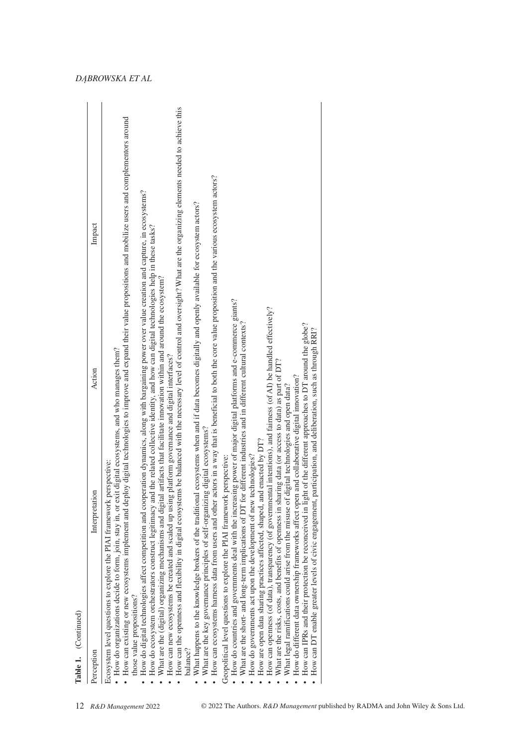**Table 1.** (Continued)

| Perception | Interpretation | Action | Impact |
|---|---|---|---|
| Ecosystem level questions to explore the PIAI framework perspective:<br>• How do organizations decide to form, join, stay in, or exit digital ecosystems, and who manages them?<br>• How can existing or new ecosystems implement and deploy digital technologies to improve and expand their value propositions and mobilize users and complementors around those value propositions?<br>• How do digital technologies affect competition and cooperation dynamics, along with bargaining power over value creation and capture, in ecosystems?<br>• How do ecosystem orchestrators construct legitimacy and the related collective identity, and how can digital technologies help in these tasks?<br>• What are the (digital) organizing mechanisms and digital artifacts that facilitate innovation within and around the ecosystem?<br>• How can new ecosystems be created and scaled up using platform governance and digital interfaces?<br>• How can the openness and flexibility in digital ecosystems be balanced with the necessary level of control and oversight? What are the organizing elements needed to achieve this balance?<br>• What happens to the knowledge brokers of the traditional ecosystems when and if data becomes digitally and openly available for ecosystem actors?<br>• What are the key governance principles of self-organizing digital ecosystems?<br>• How can ecosystems harness data from users and other actors in a way that is beneficial to both the core value proposition and the various ecosystem actors? | | | |
| Geopolitical level questions to explore the PIAI framework perspective:<br>• How do countries and governments deal with the increasing power of major digital platforms and e-commerce giants?<br>• What are the short- and long-term implications of DT for different industries and in different cultural contexts?<br>• How do governments act upon the development of new technologies?<br>• How are open data sharing practices affected, shaped, and enacted by DT?<br>• How can openness (of data), transparency (of governmental intentions), and fairness (of AI) be handled effectively?<br>• What are the risks, costs, and benefits of openness in sharing data (or access to data) as part of DT?<br>• What legal ramifications could arise from the misuse of digital technologies and open data?<br>• How do different data ownership frameworks affect open and collaborative digital innovation?<br>• How can IPRs and their protection be reconceived in light of the different approaches to DT around the globe?<br>• How can DT enable greater levels of civic engagement, participation, and deliberation, such as through RRI? | | | |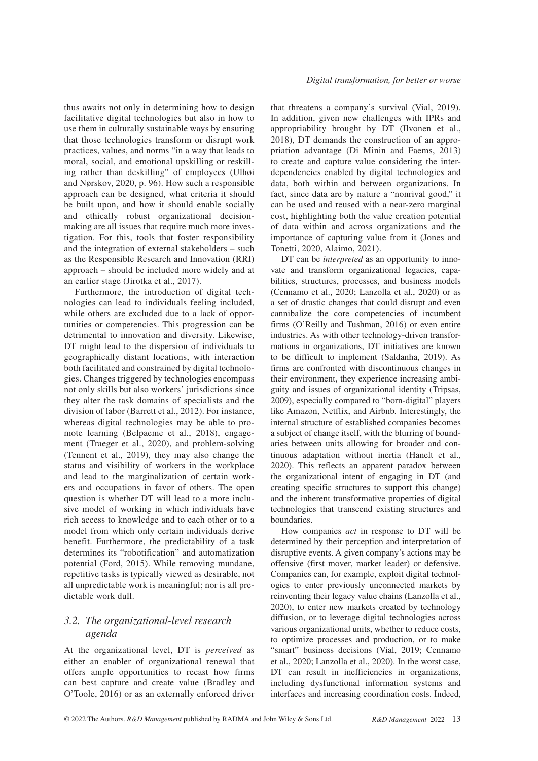thus awaits not only in determining how to design facilitative digital technologies but also in how to use them in culturally sustainable ways by ensuring that those technologies transform or disrupt work practices, values, and norms "in a way that leads to moral, social, and emotional upskilling or reskilling rather than deskilling" of employees (Ulhøi and Nørskov, 2020, p. 96). How such a responsible approach can be designed, what criteria it should be built upon, and how it should enable socially and ethically robust organizational decision-making are all issues that require much more investigation. For this, tools that foster responsibility and the integration of external stakeholders – such as the Responsible Research and Innovation (RRI) approach – should be included more widely and at an earlier stage (Jirotka et al., 2017).

Furthermore, the introduction of digital technologies can lead to individuals feeling included, while others are excluded due to a lack of opportunities or competencies. This progression can be detrimental to innovation and diversity. Likewise, DT might lead to the dispersion of individuals to geographically distant locations, with interaction both facilitated and constrained by digital technologies. Changes triggered by technologies encompass not only skills but also workers' jurisdictions since they alter the task domains of specialists and the division of labor (Barrett et al., 2012). For instance, whereas digital technologies may be able to promote learning (Belpaeme et al., 2018), engagement (Traeger et al., 2020), and problem-solving (Tennent et al., 2019), they may also change the status and visibility of workers in the workplace and lead to the marginalization of certain workers and occupations in favor of others. The open question is whether DT will lead to a more inclusive model of working in which individuals have rich access to knowledge and to each other or to a model from which only certain individuals derive benefit. Furthermore, the predictability of a task determines its "robotification" and automatization potential (Ford, 2015). While removing mundane, repetitive tasks is typically viewed as desirable, not all unpredictable work is meaningful; nor is all predictable work dull.

### 3.2. The organizational-level research agenda

At the organizational level, DT is *perceived* as either an enabler of organizational renewal that offers ample opportunities to recast how firms can best capture and create value (Bradley and O'Toole, 2016) or as an externally enforced driver that threatens a company's survival (Vial, 2019). In addition, given new challenges with IPRs and appropriability brought by DT (Ilvonen et al., 2018), DT demands the construction of an appropriation advantage (Di Minin and Faems, 2013) to create and capture value considering the interdependencies enabled by digital technologies and data, both within and between organizations. In fact, since data are by nature a "nonrival good," it can be used and reused with a near-zero marginal cost, highlighting both the value creation potential of data within and across organizations and the importance of capturing value from it (Jones and Tonetti, 2020, Alaimo, 2021).

DT can be *interpreted* as an opportunity to innovate and transform organizational legacies, capabilities, structures, processes, and business models (Cennamo et al., 2020; Lanzolla et al., 2020) or as a set of drastic changes that could disrupt and even cannibalize the core competencies of incumbent firms (O'Reilly and Tushman, 2016) or even entire industries. As with other technology-driven transformations in organizations, DT initiatives are known to be difficult to implement (Saldanha, 2019). As firms are confronted with discontinuous changes in their environment, they experience increasing ambiguity and issues of organizational identity (Tripsas, 2009), especially compared to "born-digital" players like Amazon, Netflix, and Airbnb. Interestingly, the internal structure of established companies becomes a subject of change itself, with the blurring of boundaries between units allowing for broader and continuous adaptation without inertia (Hanelt et al., 2020). This reflects an apparent paradox between the organizational intent of engaging in DT (and creating specific structures to support this change) and the inherent transformative properties of digital technologies that transcend existing structures and boundaries.

How companies *act* in response to DT will be determined by their perception and interpretation of disruptive events. A given company's actions may be offensive (first mover, market leader) or defensive. Companies can, for example, exploit digital technologies to enter previously unconnected markets by reinventing their legacy value chains (Lanzolla et al., 2020), to enter new markets created by technology diffusion, or to leverage digital technologies across various organizational units, whether to reduce costs, to optimize processes and production, or to make "smart" business decisions (Vial, 2019; Cennamo et al., 2020; Lanzolla et al., 2020). In the worst case, DT can result in inefficiencies in organizations, including dysfunctional information systems and interfaces and increasing coordination costs. Indeed,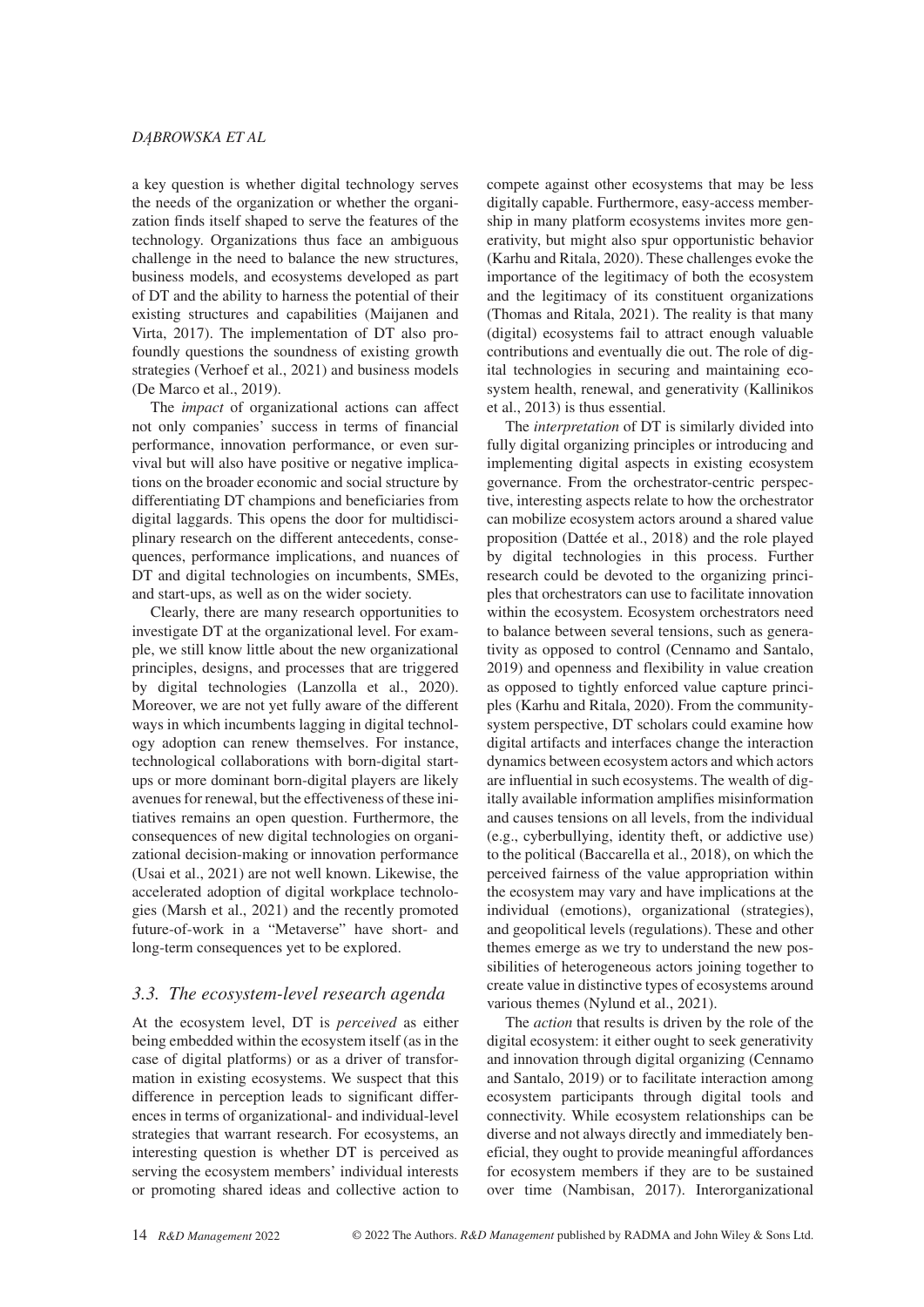a key question is whether digital technology serves the needs of the organization or whether the organization finds itself shaped to serve the features of the technology. Organizations thus face an ambiguous challenge in the need to balance the new structures, business models, and ecosystems developed as part of DT and the ability to harness the potential of their existing structures and capabilities (Maijanen and Virta, 2017). The implementation of DT also profoundly questions the soundness of existing growth strategies (Verhoef et al., 2021) and business models (De Marco et al., 2019).

The *impact* of organizational actions can affect not only companies' success in terms of financial performance, innovation performance, or even survival but will also have positive or negative implications on the broader economic and social structure by differentiating DT champions and beneficiaries from digital laggards. This opens the door for multidisciplinary research on the different antecedents, consequences, performance implications, and nuances of DT and digital technologies on incumbents, SMEs, and start-ups, as well as on the wider society.

Clearly, there are many research opportunities to investigate DT at the organizational level. For example, we still know little about the new organizational principles, designs, and processes that are triggered by digital technologies (Lanzolla et al., 2020). Moreover, we are not yet fully aware of the different ways in which incumbents lagging in digital technology adoption can renew themselves. For instance, technological collaborations with born-digital start-ups or more dominant born-digital players are likely avenues for renewal, but the effectiveness of these initiatives remains an open question. Furthermore, the consequences of new digital technologies on organizational decision-making or innovation performance (Usai et al., 2021) are not well known. Likewise, the accelerated adoption of digital workplace technologies (Marsh et al., 2021) and the recently promoted future-of-work in a "Metaverse" have short- and long-term consequences yet to be explored.

### 3.3. The ecosystem-level research agenda

At the ecosystem level, DT is *perceived* as either being embedded within the ecosystem itself (as in the case of digital platforms) or as a driver of transformation in existing ecosystems. We suspect that this difference in perception leads to significant differences in terms of organizational- and individual-level strategies that warrant research. For ecosystems, an interesting question is whether DT is perceived as serving the ecosystem members' individual interests or promoting shared ideas and collective action to compete against other ecosystems that may be less digitally capable. Furthermore, easy-access membership in many platform ecosystems invites more generativity, but might also spur opportunistic behavior (Karhu and Ritala, 2020). These challenges evoke the importance of the legitimacy of both the ecosystem and the legitimacy of its constituent organizations (Thomas and Ritala, 2021). The reality is that many (digital) ecosystems fail to attract enough valuable contributions and eventually die out. The role of digital technologies in securing and maintaining ecosystem health, renewal, and generativity (Kallinikos et al., 2013) is thus essential.

The *interpretation* of DT is similarly divided into fully digital organizing principles or introducing and implementing digital aspects in existing ecosystem governance. From the orchestrator-centric perspective, interesting aspects relate to how the orchestrator can mobilize ecosystem actors around a shared value proposition (Dattée et al., 2018) and the role played by digital technologies in this process. Further research could be devoted to the organizing principles that orchestrators can use to facilitate innovation within the ecosystem. Ecosystem orchestrators need to balance between several tensions, such as generativity as opposed to control (Cennamo and Santalo, 2019) and openness and flexibility in value creation as opposed to tightly enforced value capture principles (Karhu and Ritala, 2020). From the community-system perspective, DT scholars could examine how digital artifacts and interfaces change the interaction dynamics between ecosystem actors and which actors are influential in such ecosystems. The wealth of digitally available information amplifies misinformation and causes tensions on all levels, from the individual (e.g., cyberbullying, identity theft, or addictive use) to the political (Baccarella et al., 2018), on which the perceived fairness of the value appropriation within the ecosystem may vary and have implications at the individual (emotions), organizational (strategies), and geopolitical levels (regulations). These and other themes emerge as we try to understand the new possibilities of heterogeneous actors joining together to create value in distinctive types of ecosystems around various themes (Nylund et al., 2021).

The *action* that results is driven by the role of the digital ecosystem: it either ought to seek generativity and innovation through digital organizing (Cennamo and Santalo, 2019) or to facilitate interaction among ecosystem participants through digital tools and connectivity. While ecosystem relationships can be diverse and not always directly and immediately beneficial, they ought to provide meaningful affordances for ecosystem members if they are to be sustained over time (Nambisan, 2017). Interorganizational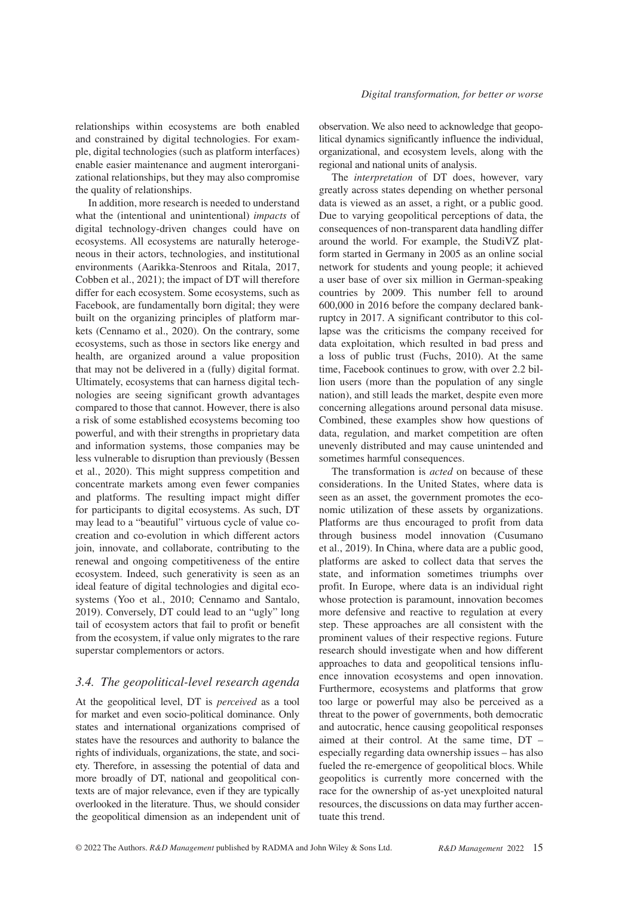relationships within ecosystems are both enabled and constrained by digital technologies. For example, digital technologies (such as platform interfaces) enable easier maintenance and augment interorganizational relationships, but they may also compromise the quality of relationships.

In addition, more research is needed to understand what the (intentional and unintentional) *impacts* of digital technology-driven changes could have on ecosystems. All ecosystems are naturally heterogeneous in their actors, technologies, and institutional environments (Aarikka-Stenroos and Ritala, 2017, Cobben et al., 2021); the impact of DT will therefore differ for each ecosystem. Some ecosystems, such as Facebook, are fundamentally born digital; they were built on the organizing principles of platform markets (Cennamo et al., 2020). On the contrary, some ecosystems, such as those in sectors like energy and health, are organized around a value proposition that may not be delivered in a (fully) digital format. Ultimately, ecosystems that can harness digital technologies are seeing significant growth advantages compared to those that cannot. However, there is also a risk of some established ecosystems becoming too powerful, and with their strengths in proprietary data and information systems, those companies may be less vulnerable to disruption than previously (Bessen et al., 2020). This might suppress competition and concentrate markets among even fewer companies and platforms. The resulting impact might differ for participants to digital ecosystems. As such, DT may lead to a "beautiful" virtuous cycle of value co-creation and co-evolution in which different actors join, innovate, and collaborate, contributing to the renewal and ongoing competitiveness of the entire ecosystem. Indeed, such generativity is seen as an ideal feature of digital technologies and digital ecosystems (Yoo et al., 2010; Cennamo and Santalo, 2019). Conversely, DT could lead to an "ugly" long tail of ecosystem actors that fail to profit or benefit from the ecosystem, if value only migrates to the rare superstar complementors or actors.

### 3.4. The geopolitical-level research agenda

At the geopolitical level, DT is *perceived* as a tool for market and even socio-political dominance. Only states and international organizations comprised of states have the resources and authority to balance the rights of individuals, organizations, the state, and society. Therefore, in assessing the potential of data and more broadly of DT, national and geopolitical contexts are of major relevance, even if they are typically overlooked in the literature. Thus, we should consider the geopolitical dimension as an independent unit of observation. We also need to acknowledge that geopolitical dynamics significantly influence the individual, organizational, and ecosystem levels, along with the regional and national units of analysis.

The *interpretation* of DT does, however, vary greatly across states depending on whether personal data is viewed as an asset, a right, or a public good. Due to varying geopolitical perceptions of data, the consequences of non-transparent data handling differ around the world. For example, the StudiVZ platform started in Germany in 2005 as an online social network for students and young people; it achieved a user base of over six million in German-speaking countries by 2009. This number fell to around 600,000 in 2016 before the company declared bankruptcy in 2017. A significant contributor to this collapse was the criticisms the company received for data exploitation, which resulted in bad press and a loss of public trust (Fuchs, 2010). At the same time, Facebook continues to grow, with over 2.2 billion users (more than the population of any single nation), and still leads the market, despite even more concerning allegations around personal data misuse. Combined, these examples show how questions of data, regulation, and market competition are often unevenly distributed and may cause unintended and sometimes harmful consequences.

The transformation is *acted* on because of these considerations. In the United States, where data is seen as an asset, the government promotes the economic utilization of these assets by organizations. Platforms are thus encouraged to profit from data through business model innovation (Cusumano et al., 2019). In China, where data are a public good, platforms are asked to collect data that serves the state, and information sometimes triumphs over profit. In Europe, where data is an individual right whose protection is paramount, innovation becomes more defensive and reactive to regulation at every step. These approaches are all consistent with the prominent values of their respective regions. Future research should investigate when and how different approaches to data and geopolitical tensions influence innovation ecosystems and open innovation. Furthermore, ecosystems and platforms that grow too large or powerful may also be perceived as a threat to the power of governments, both democratic and autocratic, hence causing geopolitical responses aimed at their control. At the same time, DT – especially regarding data ownership issues – has also fueled the re-emergence of geopolitical blocs. While geopolitics is currently more concerned with the race for the ownership of as-yet unexploited natural resources, the discussions on data may further accentuate this trend.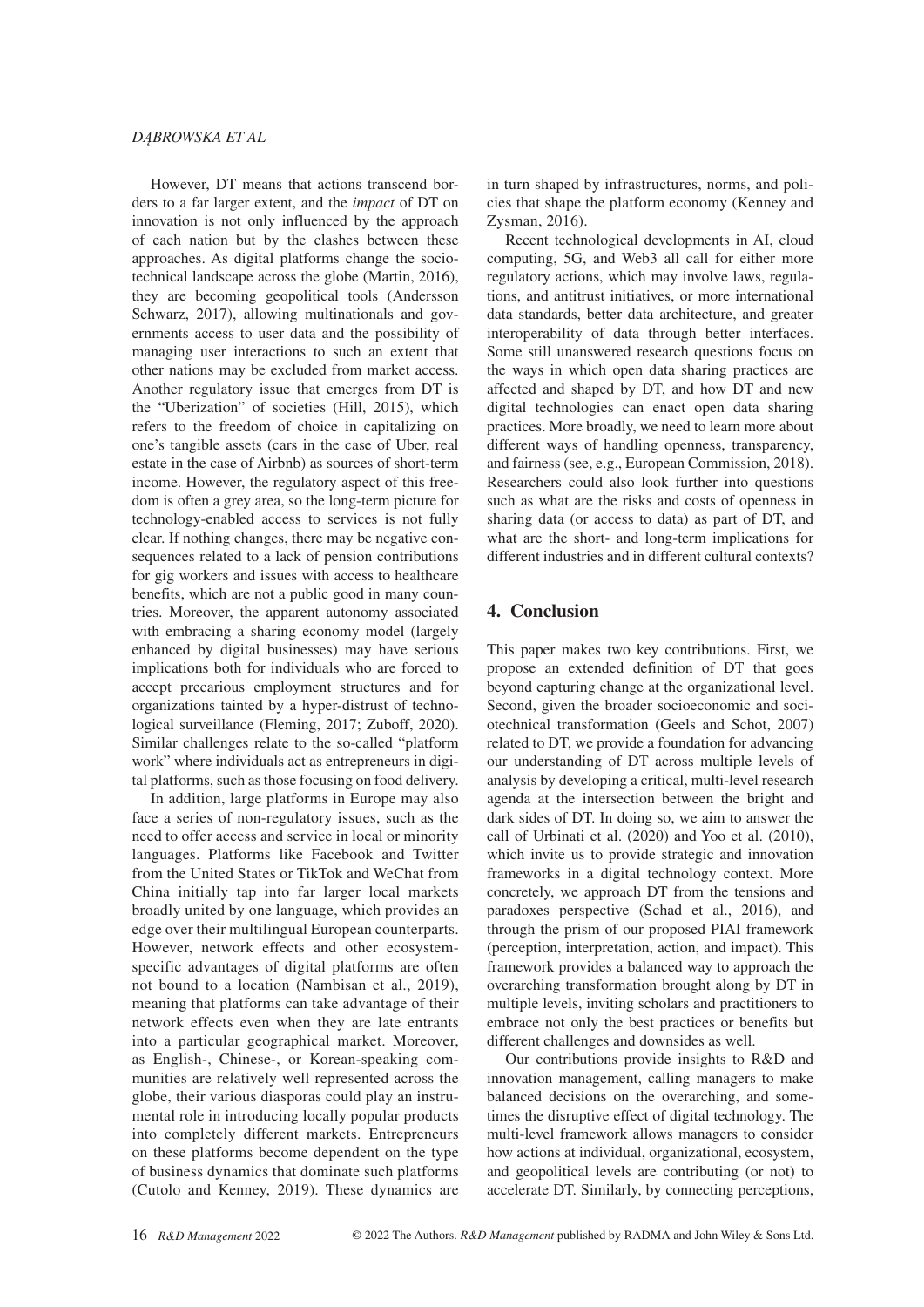However, DT means that actions transcend borders to a far larger extent, and the *impact* of DT on innovation is not only influenced by the approach of each nation but by the clashes between these approaches. As digital platforms change the sociotechnical landscape across the globe (Martin, 2016), they are becoming geopolitical tools (Andersson Schwarz, 2017), allowing multinationals and governments access to user data and the possibility of managing user interactions to such an extent that other nations may be excluded from market access. Another regulatory issue that emerges from DT is the "Uberization" of societies (Hill, 2015), which refers to the freedom of choice in capitalizing on one's tangible assets (cars in the case of Uber, real estate in the case of Airbnb) as sources of short-term income. However, the regulatory aspect of this freedom is often a grey area, so the long-term picture for technology-enabled access to services is not fully clear. If nothing changes, there may be negative consequences related to a lack of pension contributions for gig workers and issues with access to healthcare benefits, which are not a public good in many countries. Moreover, the apparent autonomy associated with embracing a sharing economy model (largely enhanced by digital businesses) may have serious implications both for individuals who are forced to accept precarious employment structures and for organizations tainted by a hyper-distrust of technological surveillance (Fleming, 2017; Zuboff, 2020). Similar challenges relate to the so-called "platform work" where individuals act as entrepreneurs in digital platforms, such as those focusing on food delivery.

In addition, large platforms in Europe may also face a series of non-regulatory issues, such as the need to offer access and service in local or minority languages. Platforms like Facebook and Twitter from the United States or TikTok and WeChat from China initially tap into far larger local markets broadly united by one language, which provides an edge over their multilingual European counterparts. However, network effects and other ecosystem-specific advantages of digital platforms are often not bound to a location (Nambisan et al., 2019), meaning that platforms can take advantage of their network effects even when they are late entrants into a particular geographical market. Moreover, as English-, Chinese-, or Korean-speaking communities are relatively well represented across the globe, their various diasporas could play an instrumental role in introducing locally popular products into completely different markets. Entrepreneurs on these platforms become dependent on the type of business dynamics that dominate such platforms (Cutolo and Kenney, 2019). These dynamics are in turn shaped by infrastructures, norms, and policies that shape the platform economy (Kenney and Zysman, 2016).

Recent technological developments in AI, cloud computing, 5G, and Web3 all call for either more regulatory actions, which may involve laws, regulations, and antitrust initiatives, or more international data standards, better data architecture, and greater interoperability of data through better interfaces. Some still unanswered research questions focus on the ways in which open data sharing practices are affected and shaped by DT, and how DT and new digital technologies can enact open data sharing practices. More broadly, we need to learn more about different ways of handling openness, transparency, and fairness (see, e.g., European Commission, 2018). Researchers could also look further into questions such as what are the risks and costs of openness in sharing data (or access to data) as part of DT, and what are the short- and long-term implications for different industries and in different cultural contexts?

## 4. Conclusion

This paper makes two key contributions. First, we propose an extended definition of DT that goes beyond capturing change at the organizational level. Second, given the broader socioeconomic and sociotechnical transformation (Geels and Schot, 2007) related to DT, we provide a foundation for advancing our understanding of DT across multiple levels of analysis by developing a critical, multi-level research agenda at the intersection between the bright and dark sides of DT. In doing so, we aim to answer the call of Urbinati et al. (2020) and Yoo et al. (2010), which invite us to provide strategic and innovation frameworks in a digital technology context. More concretely, we approach DT from the tensions and paradoxes perspective (Schad et al., 2016), and through the prism of our proposed PIAI framework (perception, interpretation, action, and impact). This framework provides a balanced way to approach the overarching transformation brought along by DT in multiple levels, inviting scholars and practitioners to embrace not only the best practices or benefits but different challenges and downsides as well.

Our contributions provide insights to R&D and innovation management, calling managers to make balanced decisions on the overarching, and sometimes the disruptive effect of digital technology. The multi-level framework allows managers to consider how actions at individual, organizational, ecosystem, and geopolitical levels are contributing (or not) to accelerate DT. Similarly, by connecting perceptions,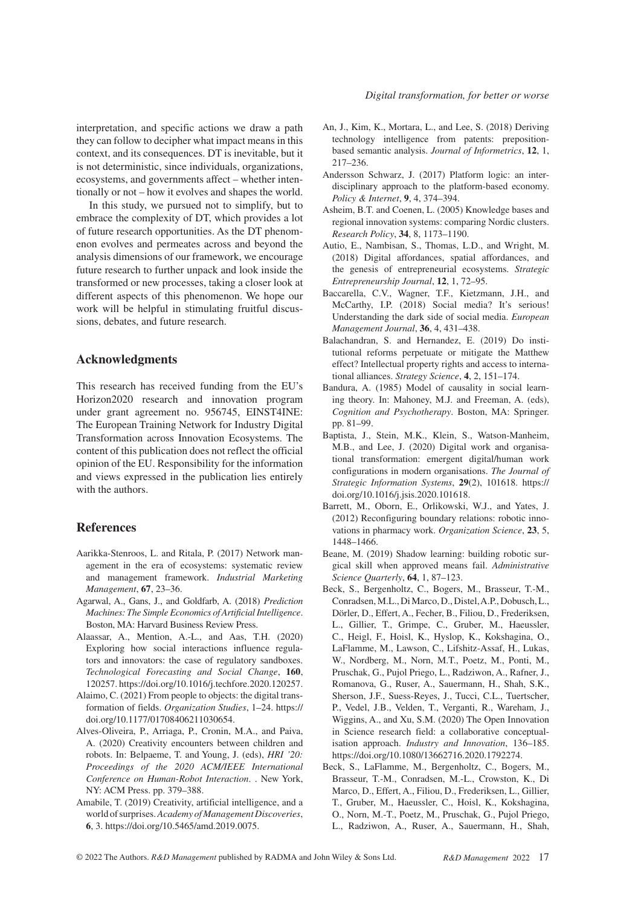interpretation, and specific actions we draw a path they can follow to decipher what impact means in this context, and its consequences. DT is inevitable, but it is not deterministic, since individuals, organizations, ecosystems, and governments affect – whether intentionally or not – how it evolves and shapes the world.

In this study, we pursued not to simplify, but to embrace the complexity of DT, which provides a lot of future research opportunities. As the DT phenomenon evolves and permeates across and beyond the analysis dimensions of our framework, we encourage future research to further unpack and look inside the transformed or new processes, taking a closer look at different aspects of this phenomenon. We hope our work will be helpful in stimulating fruitful discussions, debates, and future research.

## Acknowledgments

This research has received funding from the EU's Horizon2020 research and innovation program under grant agreement no. 956745, EINST4INE: The European Training Network for Industry Digital Transformation across Innovation Ecosystems. The content of this publication does not reflect the official opinion of the EU. Responsibility for the information and views expressed in the publication lies entirely with the authors.

## References

Aarikka-Stenroos, L. and Ritala, P. (2017) Network management in the era of ecosystems: systematic review and management framework. *Industrial Marketing Management*, **67**, 23–36.

Agarwal, A., Gans, J., and Goldfarb, A. (2018) *Prediction Machines: The Simple Economics of Artificial Intelligence*. Boston, MA: Harvard Business Review Press.

Alaassar, A., Mention, A.-L., and Aas, T.H. (2020) Exploring how social interactions influence regulators and innovators: the case of regulatory sandboxes. *Technological Forecasting and Social Change*, **160**, 120257. https://doi.org/10.1016/j.techfore.2020.120257.

Alaimo, C. (2021) From people to objects: the digital transformation of fields. *Organization Studies*, 1–24. https://doi.org/10.1177/01708406211030654.

Alves-Oliveira, P., Arriaga, P., Cronin, M.A., and Paiva, A. (2020) Creativity encounters between children and robots. In: Belpaeme, T. and Young, J. (eds), *HRI '20: Proceedings of the 2020 ACM/IEEE International Conference on Human-Robot Interaction*. . New York, NY: ACM Press. pp. 379–388.

Amabile, T. (2019) Creativity, artificial intelligence, and a world of surprises. *Academy of Management Discoveries*, **6**, 3. https://doi.org/10.5465/amd.2019.0075.

An, J., Kim, K., Mortara, L., and Lee, S. (2018) Deriving technology intelligence from patents: preposition-based semantic analysis. *Journal of Informetrics*, **12**, 1, 217–236.

Andersson Schwarz, J. (2017) Platform logic: an interdisciplinary approach to the platform-based economy. *Policy & Internet*, **9**, 4, 374–394.

Asheim, B.T. and Coenen, L. (2005) Knowledge bases and regional innovation systems: comparing Nordic clusters. *Research Policy*, **34**, 8, 1173–1190.

Autio, E., Nambisan, S., Thomas, L.D., and Wright, M. (2018) Digital affordances, spatial affordances, and the genesis of entrepreneurial ecosystems. *Strategic Entrepreneurship Journal*, **12**, 1, 72–95.

Baccarella, C.V., Wagner, T.F., Kietzmann, J.H., and McCarthy, I.P. (2018) Social media? It's serious! Understanding the dark side of social media. *European Management Journal*, **36**, 4, 431–438.

Balachandran, S. and Hernandez, E. (2019) Do institutional reforms perpetuate or mitigate the Matthew effect? Intellectual property rights and access to international alliances. *Strategy Science*, **4**, 2, 151–174.

Bandura, A. (1985) Model of causality in social learning theory. In: Mahoney, M.J. and Freeman, A. (eds), *Cognition and Psychotherapy*. Boston, MA: Springer. pp. 81–99.

Baptista, J., Stein, M.K., Klein, S., Watson-Manheim, M.B., and Lee, J. (2020) Digital work and organisational transformation: emergent digital/human work configurations in modern organisations. *The Journal of Strategic Information Systems*, **29**(2), 101618. https://doi.org/10.1016/j.jsis.2020.101618.

Barrett, M., Oborn, E., Orlikowski, W.J., and Yates, J. (2012) Reconfiguring boundary relations: robotic innovations in pharmacy work. *Organization Science*, **23**, 5, 1448–1466.

Beane, M. (2019) Shadow learning: building robotic surgical skill when approved means fail. *Administrative Science Quarterly*, **64**, 1, 87–123.

Beck, S., Bergenholtz, C., Bogers, M., Brasseur, T.-M., Conradsen, M.L., Di Marco, D., Distel, A.P., Dobusch, L., Dörler, D., Effert, A., Fecher, B., Filiou, D., Frederiksen, L., Gillier, T., Grimpe, C., Gruber, M., Haeussler, C., Heigl, F., Hoisl, K., Hyslop, K., Kokshagina, O., LaFlamme, M., Lawson, C., Lifshitz-Assaf, H., Lukas, W., Nordberg, M., Norn, M.T., Poetz, M., Ponti, M., Pruschak, G., Pujol Priego, L., Radziwon, A., Rafner, J., Romanova, G., Ruser, A., Sauermann, H., Shah, S.K., Sherson, J.F., Suess-Reyes, J., Tucci, C.L., Tuertscher, P., Vedel, J.B., Velden, T., Verganti, R., Wareham, J., Wiggins, A., and Xu, S.M. (2020) The Open Innovation in Science research field: a collaborative conceptualisation approach. *Industry and Innovation*, 136–185. https://doi.org/10.1080/13662716.2020.1792274.

Beck, S., LaFlamme, M., Bergenholtz, C., Bogers, M., Brasseur, T.-M., Conradsen, M.-L., Crowston, K., Di Marco, D., Effert, A., Filiou, D., Frederiksen, L., Gillier, T., Gruber, M., Haeussler, C., Hoisl, K., Kokshagina, O., Norn, M.-T., Poetz, M., Pruschak, G., Pujol Priego, L., Radziwon, A., Ruser, A., Sauermann, H., Shah,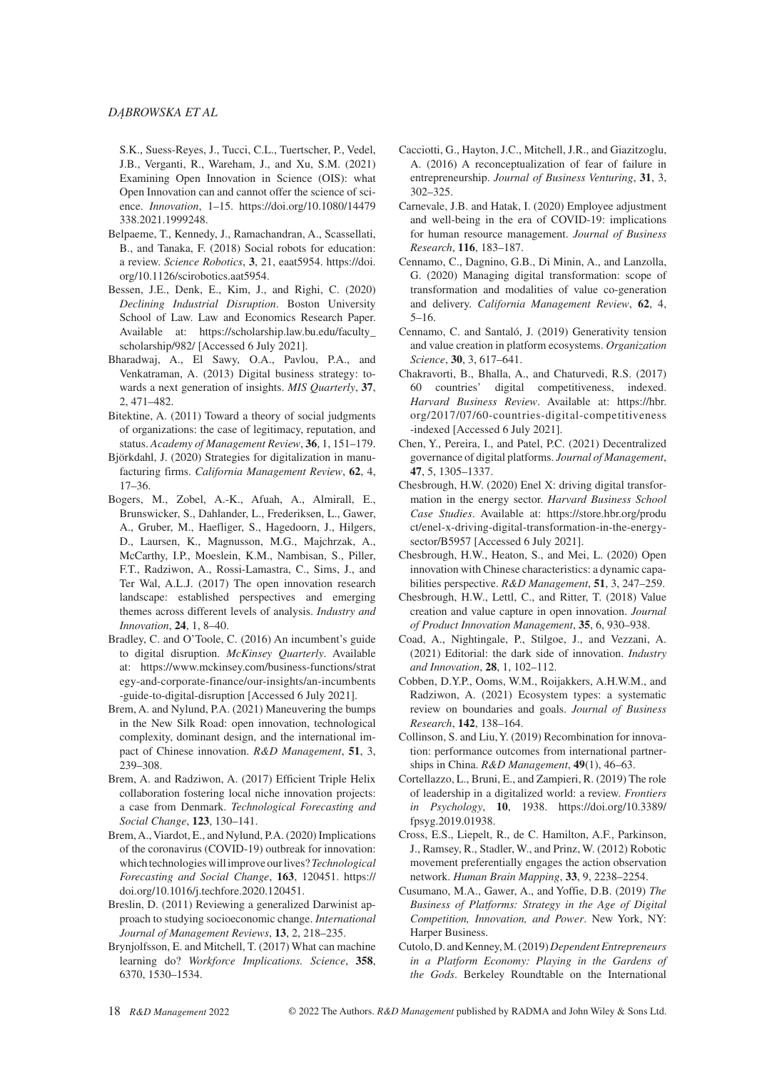S.K., Suess-Reyes, J., Tucci, C.L., Tuertscher, P., Vedel, J.B., Verganti, R., Wareham, J., and Xu, S.M. (2021) Examining Open Innovation in Science (OIS): what Open Innovation can and cannot offer the science of science. *Innovation*, 1–15. https://doi.org/10.1080/14479338.2021.1999248.

Belpaeme, T., Kennedy, J., Ramachandran, A., Scassellati, B., and Tanaka, F. (2018) Social robots for education: a review. *Science Robotics*, **3**, 21, eaat5954. https://doi.org/10.1126/scirobotics.aat5954.

Bessen, J.E., Denk, E., Kim, J., and Righi, C. (2020) *Declining Industrial Disruption*. Boston University School of Law. Law and Economics Research Paper. Available at: https://scholarship.law.bu.edu/faculty_scholarship/982/ [Accessed 6 July 2021].

Bharadwaj, A., El Sawy, O.A., Pavlou, P.A., and Venkatraman, A. (2013) Digital business strategy: towards a next generation of insights. *MIS Quarterly*, **37**, 2, 471–482.

Bitektine, A. (2011) Toward a theory of social judgments of organizations: the case of legitimacy, reputation, and status. *Academy of Management Review*, **36**, 1, 151–179.

Björkdahl, J. (2020) Strategies for digitalization in manufacturing firms. *California Management Review*, **62**, 4, 17–36.

Bogers, M., Zobel, A.-K., Afuah, A., Almirall, E., Brunswicker, S., Dahlander, L., Frederiksen, L., Gawer, A., Gruber, M., Haefliger, S., Hagedoorn, J., Hilgers, D., Laursen, K., Magnusson, M.G., Majchrzak, A., McCarthy, I.P., Moeslein, K.M., Nambisan, S., Piller, F.T., Radziwon, A., Rossi-Lamastra, C., Sims, J., and Ter Wal, A.L.J. (2017) The open innovation research landscape: established perspectives and emerging themes across different levels of analysis. *Industry and Innovation*, **24**, 1, 8–40.

Bradley, C. and O'Toole, C. (2016) An incumbent's guide to digital disruption. *McKinsey Quarterly*. Available at: https://www.mckinsey.com/business-functions/strategy-and-corporate-finance/our-insights/an-incumbents-guide-to-digital-disruption [Accessed 6 July 2021].

Brem, A. and Nylund, P.A. (2021) Maneuvering the bumps in the New Silk Road: open innovation, technological complexity, dominant design, and the international impact of Chinese innovation. *R&D Management*, **51**, 3, 239–308.

Brem, A. and Radziwon, A. (2017) Efficient Triple Helix collaboration fostering local niche innovation projects: a case from Denmark. *Technological Forecasting and Social Change*, **123**, 130–141.

Brem, A., Viardot, E., and Nylund, P.A. (2020) Implications of the coronavirus (COVID-19) outbreak for innovation: which technologies will improve our lives? *Technological Forecasting and Social Change*, **163**, 120451. https://doi.org/10.1016/j.techfore.2020.120451.

Breslin, D. (2011) Reviewing a generalized Darwinist approach to studying socioeconomic change. *International Journal of Management Reviews*, **13**, 2, 218–235.

Brynjolfsson, E. and Mitchell, T. (2017) What can machine learning do? *Workforce Implications. Science*, **358**, 6370, 1530–1534.

Cacciotti, G., Hayton, J.C., Mitchell, J.R., and Giazitzoglu, A. (2016) A reconceptualization of fear of failure in entrepreneurship. *Journal of Business Venturing*, **31**, 3, 302–325.

Carnevale, J.B. and Hatak, I. (2020) Employee adjustment and well-being in the era of COVID-19: implications for human resource management. *Journal of Business Research*, **116**, 183–187.

Cennamo, C., Dagnino, G.B., Di Minin, A., and Lanzolla, G. (2020) Managing digital transformation: scope of transformation and modalities of value co-generation and delivery. *California Management Review*, **62**, 4, 5–16.

Cennamo, C. and Santaló, J. (2019) Generativity tension and value creation in platform ecosystems. *Organization Science*, **30**, 3, 617–641.

Chakravorti, B., Bhalla, A., and Chaturvedi, R.S. (2017) 60 countries' digital competitiveness, indexed. *Harvard Business Review*. Available at: https://hbr.org/2017/07/60-countries-digital-competitiveness-indexed [Accessed 6 July 2021].

Chen, Y., Pereira, I., and Patel, P.C. (2021) Decentralized governance of digital platforms. *Journal of Management*, **47**, 5, 1305–1337.

Chesbrough, H.W. (2020) Enel X: driving digital transformation in the energy sector. *Harvard Business School Case Studies*. Available at: https://store.hbr.org/product/enel-x-driving-digital-transformation-in-the-energy-sector/B5957 [Accessed 6 July 2021].

Chesbrough, H.W., Heaton, S., and Mei, L. (2020) Open innovation with Chinese characteristics: a dynamic capabilities perspective. *R&D Management*, **51**, 3, 247–259.

Chesbrough, H.W., Lettl, C., and Ritter, T. (2018) Value creation and value capture in open innovation. *Journal of Product Innovation Management*, **35**, 6, 930–938.

Coad, A., Nightingale, P., Stilgoe, J., and Vezzani, A. (2021) Editorial: the dark side of innovation. *Industry and Innovation*, **28**, 1, 102–112.

Cobben, D.Y.P., Ooms, W.M., Roijakkers, A.H.W.M., and Radziwon, A. (2021) Ecosystem types: a systematic review on boundaries and goals. *Journal of Business Research*, **142**, 138–164.

Collinson, S. and Liu, Y. (2019) Recombination for innovation: performance outcomes from international partnerships in China. *R&D Management*, **49**(1), 46–63.

Cortellazzo, L., Bruni, E., and Zampieri, R. (2019) The role of leadership in a digitalized world: a review. *Frontiers in Psychology*, **10**, 1938. https://doi.org/10.3389/fpsyg.2019.01938.

Cross, E.S., Liepelt, R., de C. Hamilton, A.F., Parkinson, J., Ramsey, R., Stadler, W., and Prinz, W. (2012) Robotic movement preferentially engages the action observation network. *Human Brain Mapping*, **33**, 9, 2238–2254.

Cusumano, M.A., Gawer, A., and Yoffie, D.B. (2019) *The Business of Platforms: Strategy in the Age of Digital Competition, Innovation, and Power*. New York, NY: Harper Business.

Cutolo, D. and Kenney, M. (2019) *Dependent Entrepreneurs in a Platform Economy: Playing in the Gardens of the Gods*. Berkeley Roundtable on the International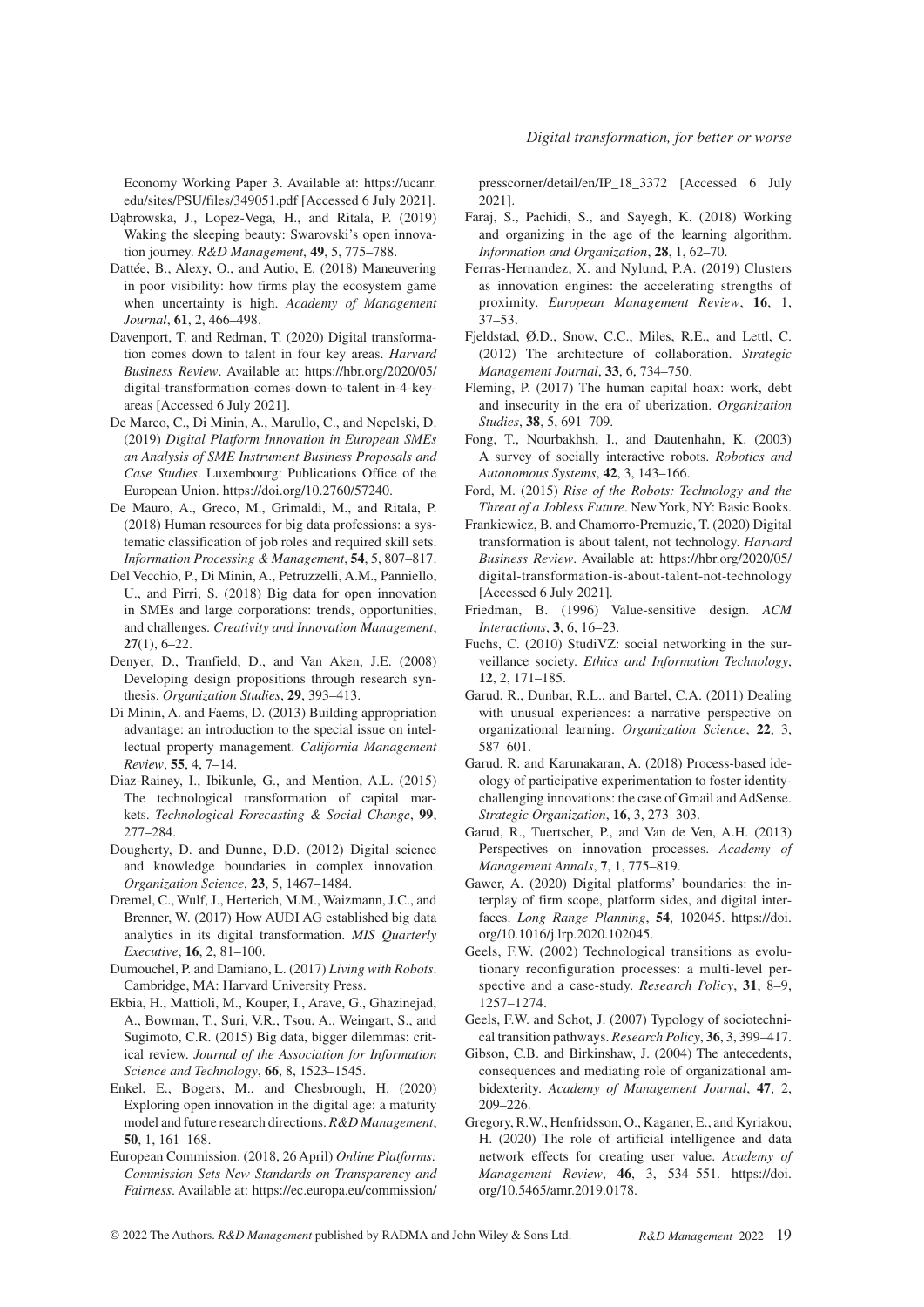Economy Working Paper 3. Available at: https://ucanr.edu/sites/PSU/files/349051.pdf [Accessed 6 July 2021].

Dąbrowska, J., Lopez-Vega, H., and Ritala, P. (2019) Waking the sleeping beauty: Swarovski's open innovation journey. *R&D Management*, **49**, 5, 775–788.

Dattée, B., Alexy, O., and Autio, E. (2018) Maneuvering in poor visibility: how firms play the ecosystem game when uncertainty is high. *Academy of Management Journal*, **61**, 2, 466–498.

Davenport, T. and Redman, T. (2020) Digital transformation comes down to talent in four key areas. *Harvard Business Review*. Available at: https://hbr.org/2020/05/digital-transformation-comes-down-to-talent-in-4-key-areas [Accessed 6 July 2021].

De Marco, C., Di Minin, A., Marullo, C., and Nepelski, D. (2019) *Digital Platform Innovation in European SMEs an Analysis of SME Instrument Business Proposals and Case Studies*. Luxembourg: Publications Office of the European Union. https://doi.org/10.2760/57240.

De Mauro, A., Greco, M., Grimaldi, M., and Ritala, P. (2018) Human resources for big data professions: a systematic classification of job roles and required skill sets. *Information Processing & Management*, **54**, 5, 807–817.

Del Vecchio, P., Di Minin, A., Petruzzelli, A.M., Panniello, U., and Pirri, S. (2018) Big data for open innovation in SMEs and large corporations: trends, opportunities, and challenges. *Creativity and Innovation Management*, **27**(1), 6–22.

Denyer, D., Tranfield, D., and Van Aken, J.E. (2008) Developing design propositions through research synthesis. *Organization Studies*, **29**, 393–413.

Di Minin, A. and Faems, D. (2013) Building appropriation advantage: an introduction to the special issue on intellectual property management. *California Management Review*, **55**, 4, 7–14.

Diaz-Rainey, I., Ibikunle, G., and Mention, A.L. (2015) The technological transformation of capital markets. *Technological Forecasting & Social Change*, **99**, 277–284.

Dougherty, D. and Dunne, D.D. (2012) Digital science and knowledge boundaries in complex innovation. *Organization Science*, **23**, 5, 1467–1484.

Dremel, C., Wulf, J., Herterich, M.M., Waizmann, J.C., and Brenner, W. (2017) How AUDI AG established big data analytics in its digital transformation. *MIS Quarterly Executive*, **16**, 2, 81–100.

Dumouchel, P. and Damiano, L. (2017) *Living with Robots*. Cambridge, MA: Harvard University Press.

Ekbia, H., Mattioli, M., Kouper, I., Arave, G., Ghazinejad, A., Bowman, T., Suri, V.R., Tsou, A., Weingart, S., and Sugimoto, C.R. (2015) Big data, bigger dilemmas: critical review. *Journal of the Association for Information Science and Technology*, **66**, 8, 1523–1545.

Enkel, E., Bogers, M., and Chesbrough, H. (2020) Exploring open innovation in the digital age: a maturity model and future research directions. *R&D Management*, **50**, 1, 161–168.

European Commission. (2018, 26 April) *Online Platforms: Commission Sets New Standards on Transparency and Fairness*. Available at: https://ec.europa.eu/commission/presscorner/detail/en/IP_18_3372 [Accessed 6 July 2021].

Faraj, S., Pachidi, S., and Sayegh, K. (2018) Working and organizing in the age of the learning algorithm. *Information and Organization*, **28**, 1, 62–70.

Ferras-Hernandez, X. and Nylund, P.A. (2019) Clusters as innovation engines: the accelerating strengths of proximity. *European Management Review*, **16**, 1, 37–53.

Fjeldstad, Ø.D., Snow, C.C., Miles, R.E., and Lettl, C. (2012) The architecture of collaboration. *Strategic Management Journal*, **33**, 6, 734–750.

Fleming, P. (2017) The human capital hoax: work, debt and insecurity in the era of uberization. *Organization Studies*, **38**, 5, 691–709.

Fong, T., Nourbakhsh, I., and Dautenhahn, K. (2003) A survey of socially interactive robots. *Robotics and Autonomous Systems*, **42**, 3, 143–166.

Ford, M. (2015) *Rise of the Robots: Technology and the Threat of a Jobless Future*. New York, NY: Basic Books.

Frankiewicz, B. and Chamorro-Premuzic, T. (2020) Digital transformation is about talent, not technology. *Harvard Business Review*. Available at: https://hbr.org/2020/05/digital-transformation-is-about-talent-not-technology [Accessed 6 July 2021].

Friedman, B. (1996) Value-sensitive design. *ACM Interactions*, **3**, 6, 16–23.

Fuchs, C. (2010) StudiVZ: social networking in the surveillance society. *Ethics and Information Technology*, **12**, 2, 171–185.

Garud, R., Dunbar, R.L., and Bartel, C.A. (2011) Dealing with unusual experiences: a narrative perspective on organizational learning. *Organization Science*, **22**, 3, 587–601.

Garud, R. and Karunakaran, A. (2018) Process-based ideology of participative experimentation to foster identity-challenging innovations: the case of Gmail and AdSense. *Strategic Organization*, **16**, 3, 273–303.

Garud, R., Tuertscher, P., and Van de Ven, A.H. (2013) Perspectives on innovation processes. *Academy of Management Annals*, **7**, 1, 775–819.

Gawer, A. (2020) Digital platforms' boundaries: the interplay of firm scope, platform sides, and digital interfaces. *Long Range Planning*, **54**, 102045. https://doi.org/10.1016/j.lrp.2020.102045.

Geels, F.W. (2002) Technological transitions as evolutionary reconfiguration processes: a multi-level perspective and a case-study. *Research Policy*, **31**, 8–9, 1257–1274.

Geels, F.W. and Schot, J. (2007) Typology of sociotechnical transition pathways. *Research Policy*, **36**, 3, 399–417.

Gibson, C.B. and Birkinshaw, J. (2004) The antecedents, consequences and mediating role of organizational ambidexterity. *Academy of Management Journal*, **47**, 2, 209–226.

Gregory, R.W., Henfridsson, O., Kaganer, E., and Kyriakou, H. (2020) The role of artificial intelligence and data network effects for creating user value. *Academy of Management Review*, **46**, 3, 534–551. https://doi.org/10.5465/amr.2019.0178.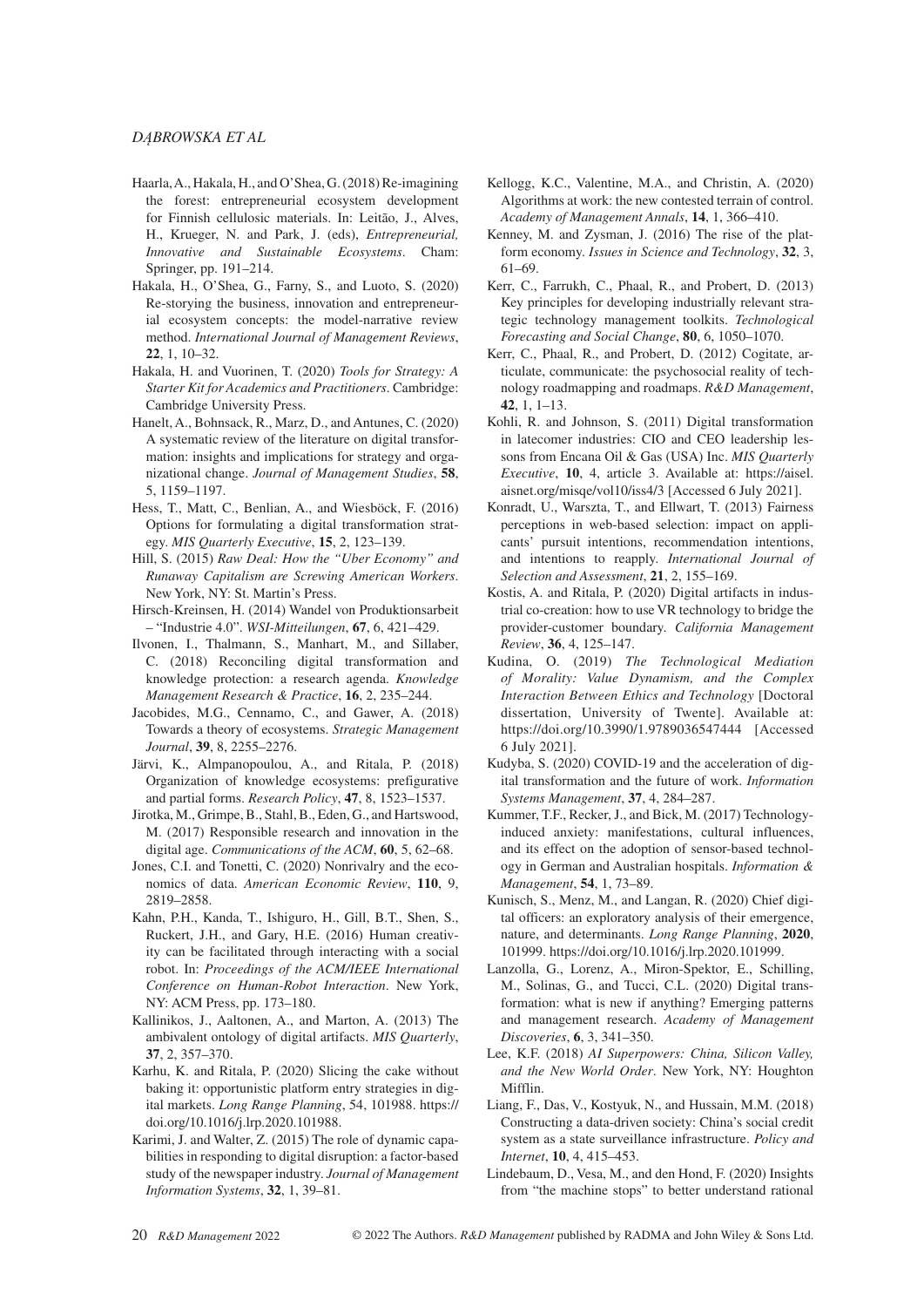Haarla, A., Hakala, H., and O'Shea, G. (2018) Re-imagining the forest: entrepreneurial ecosystem development for Finnish cellulosic materials. In: Leitão, J., Alves, H., Krueger, N. and Park, J. (eds), *Entrepreneurial, Innovative and Sustainable Ecosystems*. Cham: Springer, pp. 191–214.

Hakala, H., O'Shea, G., Farny, S., and Luoto, S. (2020) Re-storying the business, innovation and entrepreneurial ecosystem concepts: the model-narrative review method. *International Journal of Management Reviews*, **22**, 1, 10–32.

Hakala, H. and Vuorinen, T. (2020) *Tools for Strategy: A Starter Kit for Academics and Practitioners*. Cambridge: Cambridge University Press.

Hanelt, A., Bohnsack, R., Marz, D., and Antunes, C. (2020) A systematic review of the literature on digital transformation: insights and implications for strategy and organizational change. *Journal of Management Studies*, **58**, 5, 1159–1197.

Hess, T., Matt, C., Benlian, A., and Wiesböck, F. (2016) Options for formulating a digital transformation strategy. *MIS Quarterly Executive*, **15**, 2, 123–139.

Hill, S. (2015) *Raw Deal: How the "Uber Economy" and Runaway Capitalism are Screwing American Workers*. New York, NY: St. Martin's Press.

Hirsch-Kreinsen, H. (2014) Wandel von Produktionsarbeit – "Industrie 4.0". *WSI-Mitteilungen*, **67**, 6, 421–429.

Ilvonen, I., Thalmann, S., Manhart, M., and Sillaber, C. (2018) Reconciling digital transformation and knowledge protection: a research agenda. *Knowledge Management Research & Practice*, **16**, 2, 235–244.

Jacobides, M.G., Cennamo, C., and Gawer, A. (2018) Towards a theory of ecosystems. *Strategic Management Journal*, **39**, 8, 2255–2276.

Järvi, K., Almpanopoulou, A., and Ritala, P. (2018) Organization of knowledge ecosystems: prefigurative and partial forms. *Research Policy*, **47**, 8, 1523–1537.

Jirotka, M., Grimpe, B., Stahl, B., Eden, G., and Hartswood, M. (2017) Responsible research and innovation in the digital age. *Communications of the ACM*, **60**, 5, 62–68.

Jones, C.I. and Tonetti, C. (2020) Nonrivalry and the economics of data. *American Economic Review*, **110**, 9, 2819–2858.

Kahn, P.H., Kanda, T., Ishiguro, H., Gill, B.T., Shen, S., Ruckert, J.H., and Gary, H.E. (2016) Human creativity can be facilitated through interacting with a social robot. In: *Proceedings of the ACM/IEEE International Conference on Human-Robot Interaction*. New York, NY: ACM Press, pp. 173–180.

Kallinikos, J., Aaltonen, A., and Marton, A. (2013) The ambivalent ontology of digital artifacts. *MIS Quarterly*, **37**, 2, 357–370.

Karhu, K. and Ritala, P. (2020) Slicing the cake without baking it: opportunistic platform entry strategies in digital markets. *Long Range Planning*, 54, 101988. https://doi.org/10.1016/j.lrp.2020.101988.

Karimi, J. and Walter, Z. (2015) The role of dynamic capabilities in responding to digital disruption: a factor-based study of the newspaper industry. *Journal of Management Information Systems*, **32**, 1, 39–81.

Kellogg, K.C., Valentine, M.A., and Christin, A. (2020) Algorithms at work: the new contested terrain of control. *Academy of Management Annals*, **14**, 1, 366–410.

Kenney, M. and Zysman, J. (2016) The rise of the platform economy. *Issues in Science and Technology*, **32**, 3, 61–69.

Kerr, C., Farrukh, C., Phaal, R., and Probert, D. (2013) Key principles for developing industrially relevant strategic technology management toolkits. *Technological Forecasting and Social Change*, **80**, 6, 1050–1070.

Kerr, C., Phaal, R., and Probert, D. (2012) Cogitate, articulate, communicate: the psychosocial reality of technology roadmapping and roadmaps. *R&D Management*, **42**, 1, 1–13.

Kohli, R. and Johnson, S. (2011) Digital transformation in latecomer industries: CIO and CEO leadership lessons from Encana Oil & Gas (USA) Inc. *MIS Quarterly Executive*, **10**, 4, article 3. Available at: https://aisel.aisnet.org/misqe/vol10/iss4/3 [Accessed 6 July 2021].

Konradt, U., Warszta, T., and Ellwart, T. (2013) Fairness perceptions in web-based selection: impact on applicants' pursuit intentions, recommendation intentions, and intentions to reapply. *International Journal of Selection and Assessment*, **21**, 2, 155–169.

Kostis, A. and Ritala, P. (2020) Digital artifacts in industrial co-creation: how to use VR technology to bridge the provider-customer boundary. *California Management Review*, **36**, 4, 125–147.

Kudina, O. (2019) *The Technological Mediation of Morality: Value Dynamism, and the Complex Interaction Between Ethics and Technology* [Doctoral dissertation, University of Twente]. Available at: https://doi.org/10.3990/1.9789036547444 [Accessed 6 July 2021].

Kudyba, S. (2020) COVID-19 and the acceleration of digital transformation and the future of work. *Information Systems Management*, **37**, 4, 284–287.

Kummer, T.F., Recker, J., and Bick, M. (2017) Technology-induced anxiety: manifestations, cultural influences, and its effect on the adoption of sensor-based technology in German and Australian hospitals. *Information & Management*, **54**, 1, 73–89.

Kunisch, S., Menz, M., and Langan, R. (2020) Chief digital officers: an exploratory analysis of their emergence, nature, and determinants. *Long Range Planning*, **2020**, 101999. https://doi.org/10.1016/j.lrp.2020.101999.

Lanzolla, G., Lorenz, A., Miron-Spektor, E., Schilling, M., Solinas, G., and Tucci, C.L. (2020) Digital transformation: what is new if anything? Emerging patterns and management research. *Academy of Management Discoveries*, **6**, 3, 341–350.

Lee, K.F. (2018) *AI Superpowers: China, Silicon Valley, and the New World Order*. New York, NY: Houghton Mifflin.

Liang, F., Das, V., Kostyuk, N., and Hussain, M.M. (2018) Constructing a data-driven society: China's social credit system as a state surveillance infrastructure. *Policy and Internet*, **10**, 4, 415–453.

Lindebaum, D., Vesa, M., and den Hond, F. (2020) Insights from "the machine stops" to better understand rational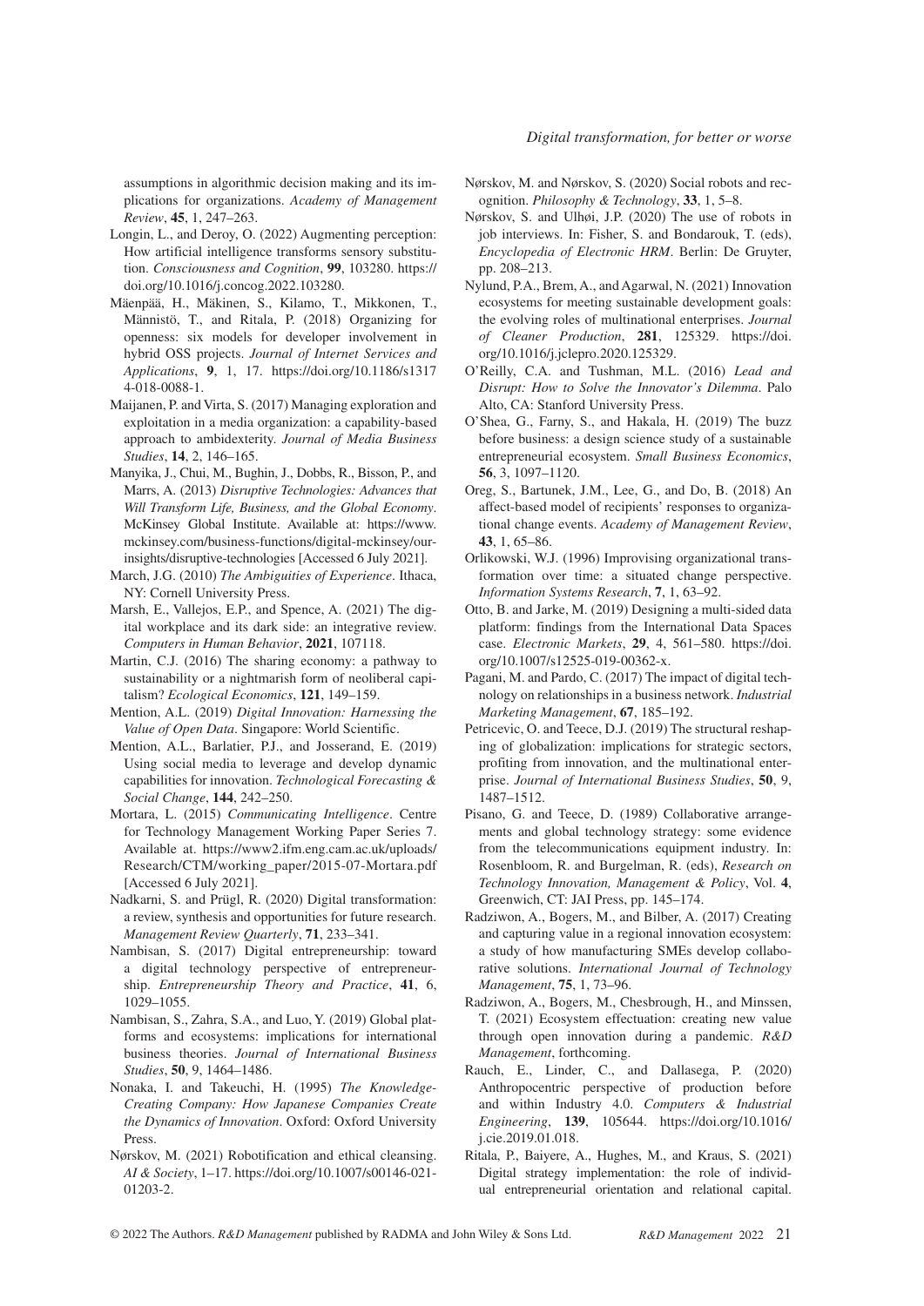assumptions in algorithmic decision making and its implications for organizations. *Academy of Management Review*, **45**, 1, 247–263.

Longin, L., and Deroy, O. (2022) Augmenting perception: How artificial intelligence transforms sensory substitution. *Consciousness and Cognition*, **99**, 103280. https://doi.org/10.1016/j.concog.2022.103280.

Mäenpää, H., Mäkinen, S., Kilamo, T., Mikkonen, T., Männistö, T., and Ritala, P. (2018) Organizing for openness: six models for developer involvement in hybrid OSS projects. *Journal of Internet Services and Applications*, **9**, 1, 17. https://doi.org/10.1186/s13174-018-0088-1.

Maijanen, P. and Virta, S. (2017) Managing exploration and exploitation in a media organization: a capability-based approach to ambidexterity. *Journal of Media Business Studies*, **14**, 2, 146–165.

Manyika, J., Chui, M., Bughin, J., Dobbs, R., Bisson, P., and Marrs, A. (2013) *Disruptive Technologies: Advances that Will Transform Life, Business, and the Global Economy*. McKinsey Global Institute. Available at: https://www.mckinsey.com/business-functions/digital-mckinsey/our-insights/disruptive-technologies [Accessed 6 July 2021].

March, J.G. (2010) *The Ambiguities of Experience*. Ithaca, NY: Cornell University Press.

Marsh, E., Vallejos, E.P., and Spence, A. (2021) The digital workplace and its dark side: an integrative review. *Computers in Human Behavior*, **2021**, 107118.

Martin, C.J. (2016) The sharing economy: a pathway to sustainability or a nightmarish form of neoliberal capitalism? *Ecological Economics*, **121**, 149–159.

Mention, A.L. (2019) *Digital Innovation: Harnessing the Value of Open Data*. Singapore: World Scientific.

Mention, A.L., Barlatier, P.J., and Josserand, E. (2019) Using social media to leverage and develop dynamic capabilities for innovation. *Technological Forecasting & Social Change*, **144**, 242–250.

Mortara, L. (2015) *Communicating Intelligence*. Centre for Technology Management Working Paper Series 7. Available at. https://www2.ifm.eng.cam.ac.uk/uploads/Research/CTM/working_paper/2015-07-Mortara.pdf [Accessed 6 July 2021].

Nadkarni, S. and Prügl, R. (2020) Digital transformation: a review, synthesis and opportunities for future research. *Management Review Quarterly*, **71**, 233–341.

Nambisan, S. (2017) Digital entrepreneurship: toward a digital technology perspective of entrepreneurship. *Entrepreneurship Theory and Practice*, **41**, 6, 1029–1055.

Nambisan, S., Zahra, S.A., and Luo, Y. (2019) Global platforms and ecosystems: implications for international business theories. *Journal of International Business Studies*, **50**, 9, 1464–1486.

Nonaka, I. and Takeuchi, H. (1995) *The Knowledge-Creating Company: How Japanese Companies Create the Dynamics of Innovation*. Oxford: Oxford University Press.

Nørskov, M. (2021) Robotification and ethical cleansing. *AI & Society*, 1–17. https://doi.org/10.1007/s00146-021-01203-2.

Nørskov, M. and Nørskov, S. (2020) Social robots and recognition. *Philosophy & Technology*, **33**, 1, 5–8.

Nørskov, S. and Ulhøi, J.P. (2020) The use of robots in job interviews. In: Fisher, S. and Bondarouk, T. (eds), *Encyclopedia of Electronic HRM*. Berlin: De Gruyter, pp. 208–213.

Nylund, P.A., Brem, A., and Agarwal, N. (2021) Innovation ecosystems for meeting sustainable development goals: the evolving roles of multinational enterprises. *Journal of Cleaner Production*, **281**, 125329. https://doi.org/10.1016/j.jclepro.2020.125329.

O'Reilly, C.A. and Tushman, M.L. (2016) *Lead and Disrupt: How to Solve the Innovator's Dilemma*. Palo Alto, CA: Stanford University Press.

O'Shea, G., Farny, S., and Hakala, H. (2019) The buzz before business: a design science study of a sustainable entrepreneurial ecosystem. *Small Business Economics*, **56**, 3, 1097–1120.

Oreg, S., Bartunek, J.M., Lee, G., and Do, B. (2018) An affect-based model of recipients' responses to organizational change events. *Academy of Management Review*, **43**, 1, 65–86.

Orlikowski, W.J. (1996) Improvising organizational transformation over time: a situated change perspective. *Information Systems Research*, **7**, 1, 63–92.

Otto, B. and Jarke, M. (2019) Designing a multi-sided data platform: findings from the International Data Spaces case. *Electronic Markets*, **29**, 4, 561–580. https://doi.org/10.1007/s12525-019-00362-x.

Pagani, M. and Pardo, C. (2017) The impact of digital technology on relationships in a business network. *Industrial Marketing Management*, **67**, 185–192.

Petricevic, O. and Teece, D.J. (2019) The structural reshaping of globalization: implications for strategic sectors, profiting from innovation, and the multinational enterprise. *Journal of International Business Studies*, **50**, 9, 1487–1512.

Pisano, G. and Teece, D. (1989) Collaborative arrangements and global technology strategy: some evidence from the telecommunications equipment industry. In: Rosenbloom, R. and Burgelman, R. (eds), *Research on Technology Innovation, Management & Policy*, Vol. **4**, Greenwich, CT: JAI Press, pp. 145–174.

Radziwon, A., Bogers, M., and Bilber, A. (2017) Creating and capturing value in a regional innovation ecosystem: a study of how manufacturing SMEs develop collaborative solutions. *International Journal of Technology Management*, **75**, 1, 73–96.

Radziwon, A., Bogers, M., Chesbrough, H., and Minssen, T. (2021) Ecosystem effectuation: creating new value through open innovation during a pandemic. *R&D Management*, forthcoming.

Rauch, E., Linder, C., and Dallasega, P. (2020) Anthropocentric perspective of production before and within Industry 4.0. *Computers & Industrial Engineering*, **139**, 105644. https://doi.org/10.1016/j.cie.2019.01.018.

Ritala, P., Baiyere, A., Hughes, M., and Kraus, S. (2021) Digital strategy implementation: the role of individual entrepreneurial orientation and relational capital.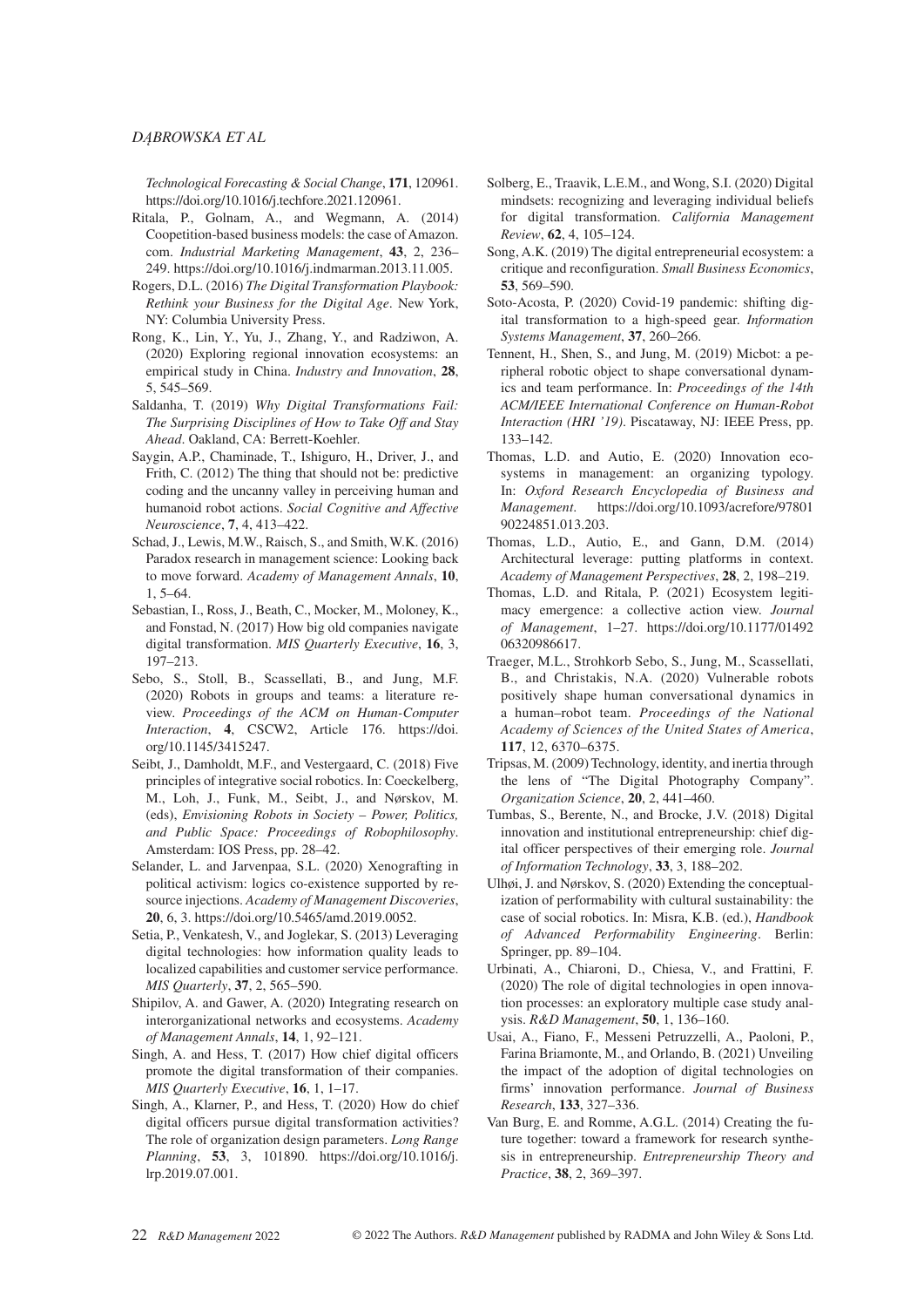*Technological Forecasting & Social Change*, **171**, 120961. https://doi.org/10.1016/j.techfore.2021.120961.

Ritala, P., Golnam, A., and Wegmann, A. (2014) Coopetition-based business models: the case of Amazon. com. *Industrial Marketing Management*, **43**, 2, 236–249. https://doi.org/10.1016/j.indmarman.2013.11.005.

Rogers, D.L. (2016) *The Digital Transformation Playbook: Rethink your Business for the Digital Age*. New York, NY: Columbia University Press.

Rong, K., Lin, Y., Yu, J., Zhang, Y., and Radziwon, A. (2020) Exploring regional innovation ecosystems: an empirical study in China. *Industry and Innovation*, **28**, 5, 545–569.

Saldanha, T. (2019) *Why Digital Transformations Fail: The Surprising Disciplines of How to Take Off and Stay Ahead*. Oakland, CA: Berrett-Koehler.

Saygin, A.P., Chaminade, T., Ishiguro, H., Driver, J., and Frith, C. (2012) The thing that should not be: predictive coding and the uncanny valley in perceiving human and humanoid robot actions. *Social Cognitive and Affective Neuroscience*, **7**, 4, 413–422.

Schad, J., Lewis, M.W., Raisch, S., and Smith, W.K. (2016) Paradox research in management science: Looking back to move forward. *Academy of Management Annals*, **10**, 1, 5–64.

Sebastian, I., Ross, J., Beath, C., Mocker, M., Moloney, K., and Fonstad, N. (2017) How big old companies navigate digital transformation. *MIS Quarterly Executive*, **16**, 3, 197–213.

Sebo, S., Stoll, B., Scassellati, B., and Jung, M.F. (2020) Robots in groups and teams: a literature review. *Proceedings of the ACM on Human-Computer Interaction*, **4**, CSCW2, Article 176. https://doi.org/10.1145/3415247.

Seibt, J., Damholdt, M.F., and Vestergaard, C. (2018) Five principles of integrative social robotics. In: Coeckelberg, M., Loh, J., Funk, M., Seibt, J., and Nørskov, M. (eds), *Envisioning Robots in Society – Power, Politics, and Public Space: Proceedings of Robophilosophy*. Amsterdam: IOS Press, pp. 28–42.

Selander, L. and Jarvenpaa, S.L. (2020) Xenografting in political activism: logics co-existence supported by resource injections. *Academy of Management Discoveries*, **20**, 6, 3. https://doi.org/10.5465/amd.2019.0052.

Setia, P., Venkatesh, V., and Joglekar, S. (2013) Leveraging digital technologies: how information quality leads to localized capabilities and customer service performance. *MIS Quarterly*, **37**, 2, 565–590.

Shipilov, A. and Gawer, A. (2020) Integrating research on interorganizational networks and ecosystems. *Academy of Management Annals*, **14**, 1, 92–121.

Singh, A. and Hess, T. (2017) How chief digital officers promote the digital transformation of their companies. *MIS Quarterly Executive*, **16**, 1, 1–17.

Singh, A., Klarner, P., and Hess, T. (2020) How do chief digital officers pursue digital transformation activities? The role of organization design parameters. *Long Range Planning*, **53**, 3, 101890. https://doi.org/10.1016/j.lrp.2019.07.001.

Solberg, E., Traavik, L.E.M., and Wong, S.I. (2020) Digital mindsets: recognizing and leveraging individual beliefs for digital transformation. *California Management Review*, **62**, 4, 105–124.

Song, A.K. (2019) The digital entrepreneurial ecosystem: a critique and reconfiguration. *Small Business Economics*, **53**, 569–590.

Soto-Acosta, P. (2020) Covid-19 pandemic: shifting digital transformation to a high-speed gear. *Information Systems Management*, **37**, 260–266.

Tennent, H., Shen, S., and Jung, M. (2019) Micbot: a peripheral robotic object to shape conversational dynamics and team performance. In: *Proceedings of the 14th ACM/IEEE International Conference on Human-Robot Interaction (HRI '19)*. Piscataway, NJ: IEEE Press, pp. 133–142.

Thomas, L.D. and Autio, E. (2020) Innovation ecosystems in management: an organizing typology. In: *Oxford Research Encyclopedia of Business and Management*. https://doi.org/10.1093/acrefore/9780190224851.013.203.

Thomas, L.D., Autio, E., and Gann, D.M. (2014) Architectural leverage: putting platforms in context. *Academy of Management Perspectives*, **28**, 2, 198–219.

Thomas, L.D. and Ritala, P. (2021) Ecosystem legitimacy emergence: a collective action view. *Journal of Management*, 1–27. https://doi.org/10.1177/01492063209866​17.

Traeger, M.L., Strohkorb Sebo, S., Jung, M., Scassellati, B., and Christakis, N.A. (2020) Vulnerable robots positively shape human conversational dynamics in a human–robot team. *Proceedings of the National Academy of Sciences of the United States of America*, **117**, 12, 6370–6375.

Tripsas, M. (2009) Technology, identity, and inertia through the lens of "The Digital Photography Company". *Organization Science*, **20**, 2, 441–460.

Tumbas, S., Berente, N., and Brocke, J.V. (2018) Digital innovation and institutional entrepreneurship: chief digital officer perspectives of their emerging role. *Journal of Information Technology*, **33**, 3, 188–202.

Ulhøi, J. and Nørskov, S. (2020) Extending the conceptualization of performability with cultural sustainability: the case of social robotics. In: Misra, K.B. (ed.), *Handbook of Advanced Performability Engineering*. Berlin: Springer, pp. 89–104.

Urbinati, A., Chiaroni, D., Chiesa, V., and Frattini, F. (2020) The role of digital technologies in open innovation processes: an exploratory multiple case study analysis. *R&D Management*, **50**, 1, 136–160.

Usai, A., Fiano, F., Messeni Petruzzelli, A., Paoloni, P., Farina Briamonte, M., and Orlando, B. (2021) Unveiling the impact of the adoption of digital technologies on firms' innovation performance. *Journal of Business Research*, **133**, 327–336.

Van Burg, E. and Romme, A.G.L. (2014) Creating the future together: toward a framework for research synthesis in entrepreneurship. *Entrepreneurship Theory and Practice*, **38**, 2, 369–397.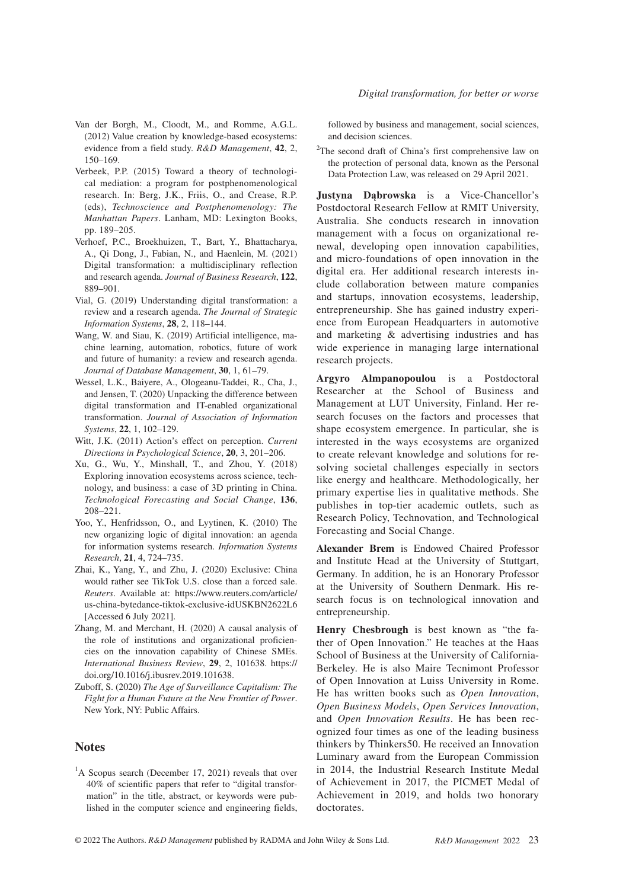Van der Borgh, M., Cloodt, M., and Romme, A.G.L. (2012) Value creation by knowledge-based ecosystems: evidence from a field study. *R&D Management*, **42**, 2, 150–169.

Verbeek, P.P. (2015) Toward a theory of technological mediation: a program for postphenomenological research. In: Berg, J.K., Friis, O., and Crease, R.P. (eds), *Technoscience and Postphenomenology: The Manhattan Papers*. Lanham, MD: Lexington Books, pp. 189–205.

Verhoef, P.C., Broekhuizen, T., Bart, Y., Bhattacharya, A., Qi Dong, J., Fabian, N., and Haenlein, M. (2021) Digital transformation: a multidisciplinary reflection and research agenda. *Journal of Business Research*, **122**, 889–901.

Vial, G. (2019) Understanding digital transformation: a review and a research agenda. *The Journal of Strategic Information Systems*, **28**, 2, 118–144.

Wang, W. and Siau, K. (2019) Artificial intelligence, machine learning, automation, robotics, future of work and future of humanity: a review and research agenda. *Journal of Database Management*, **30**, 1, 61–79.

Wessel, L.K., Baiyere, A., Ologeanu-Taddei, R., Cha, J., and Jensen, T. (2020) Unpacking the difference between digital transformation and IT-enabled organizational transformation. *Journal of Association of Information Systems*, **22**, 1, 102–129.

Witt, J.K. (2011) Action's effect on perception. *Current Directions in Psychological Science*, **20**, 3, 201–206.

Xu, G., Wu, Y., Minshall, T., and Zhou, Y. (2018) Exploring innovation ecosystems across science, technology, and business: a case of 3D printing in China. *Technological Forecasting and Social Change*, **136**, 208–221.

Yoo, Y., Henfridsson, O., and Lyytinen, K. (2010) The new organizing logic of digital innovation: an agenda for information systems research. *Information Systems Research*, **21**, 4, 724–735.

Zhai, K., Yang, Y., and Zhu, J. (2020) Exclusive: China would rather see TikTok U.S. close than a forced sale. *Reuters*. Available at: https://www.reuters.com/article/us-china-bytedance-tiktok-exclusive-idUSKBN2622L6 [Accessed 6 July 2021].

Zhang, M. and Merchant, H. (2020) A causal analysis of the role of institutions and organizational proficiencies on the innovation capability of Chinese SMEs. *International Business Review*, **29**, 2, 101638. https://doi.org/10.1016/j.ibusrev.2019.101638.

Zuboff, S. (2020) *The Age of Surveillance Capitalism: The Fight for a Human Future at the New Frontier of Power*. New York, NY: Public Affairs.

## Notes

[1]A Scopus search (December 17, 2021) reveals that over 40% of scientific papers that refer to "digital transformation" in the title, abstract, or keywords were published in the computer science and engineering fields, followed by business and management, social sciences, and decision sciences.

[2]The second draft of China's first comprehensive law on the protection of personal data, known as the Personal Data Protection Law, was released on 29 April 2021.

**Justyna Dąbrowska** is a Vice-Chancellor's Postdoctoral Research Fellow at RMIT University, Australia. She conducts research in innovation management with a focus on organizational renewal, developing open innovation capabilities, and micro-foundations of open innovation in the digital era. Her additional research interests include collaboration between mature companies and startups, innovation ecosystems, leadership, entrepreneurship. She has gained industry experience from European Headquarters in automotive and marketing & advertising industries and has wide experience in managing large international research projects.

**Argyro Almpanopoulou** is a Postdoctoral Researcher at the School of Business and Management at LUT University, Finland. Her research focuses on the factors and processes that shape ecosystem emergence. In particular, she is interested in the ways ecosystems are organized to create relevant knowledge and solutions for resolving societal challenges especially in sectors like energy and healthcare. Methodologically, her primary expertise lies in qualitative methods. She publishes in top-tier academic outlets, such as Research Policy, Technovation, and Technological Forecasting and Social Change.

**Alexander Brem** is Endowed Chaired Professor and Institute Head at the University of Stuttgart, Germany. In addition, he is an Honorary Professor at the University of Southern Denmark. His research focus is on technological innovation and entrepreneurship.

**Henry Chesbrough** is best known as "the father of Open Innovation." He teaches at the Haas School of Business at the University of California-Berkeley. He is also Maire Tecnimont Professor of Open Innovation at Luiss University in Rome. He has written books such as *Open Innovation*, *Open Business Models*, *Open Services Innovation*, and *Open Innovation Results*. He has been recognized four times as one of the leading business thinkers by Thinkers50. He received an Innovation Luminary award from the European Commission in 2014, the Industrial Research Institute Medal of Achievement in 2017, the PICMET Medal of Achievement in 2019, and holds two honorary doctorates.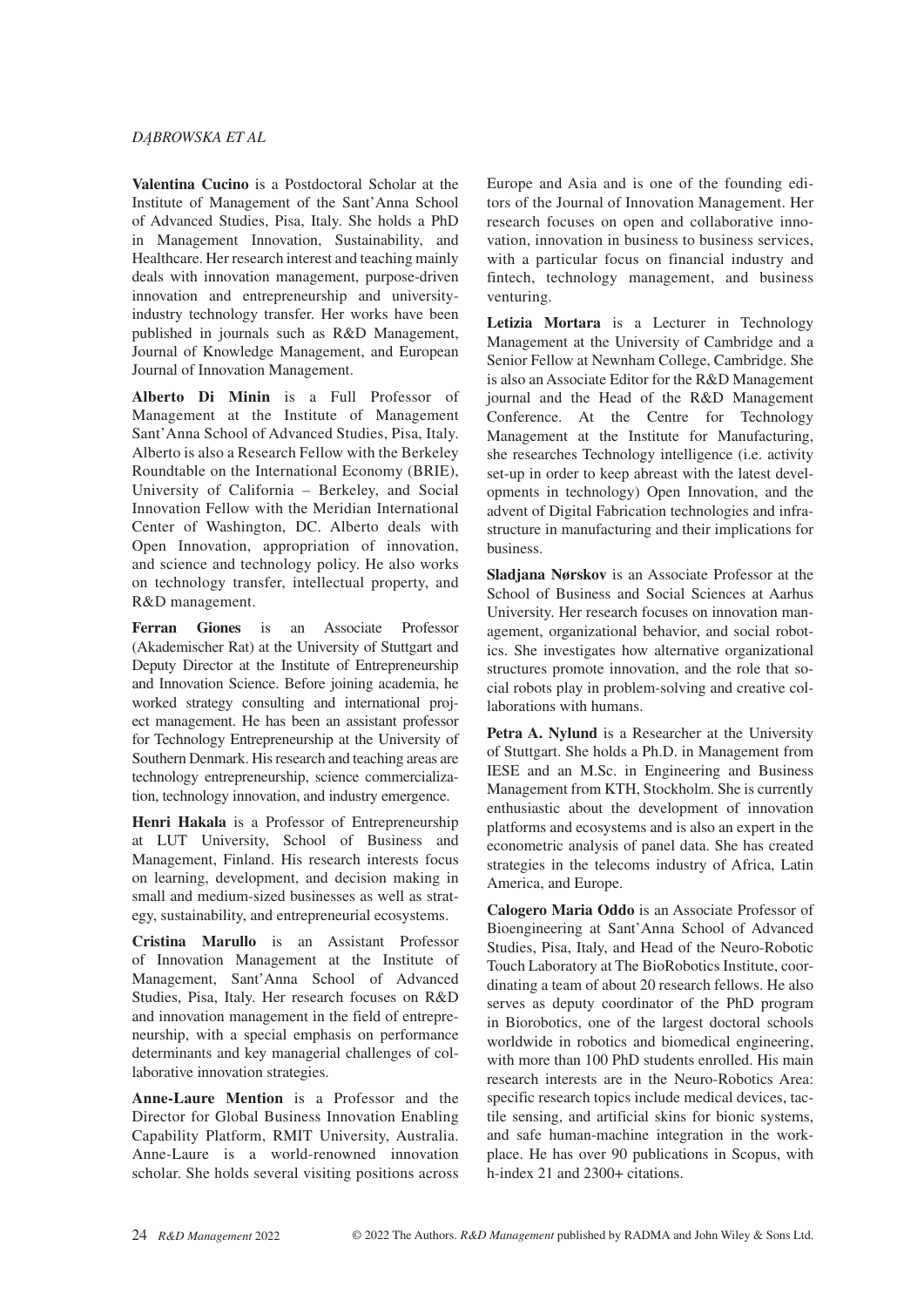**Valentina Cucino** is a Postdoctoral Scholar at the Institute of Management of the Sant'Anna School of Advanced Studies, Pisa, Italy. She holds a PhD in Management Innovation, Sustainability, and Healthcare. Her research interest and teaching mainly deals with innovation management, purpose-driven innovation and entrepreneurship and university-industry technology transfer. Her works have been published in journals such as R&D Management, Journal of Knowledge Management, and European Journal of Innovation Management.

**Alberto Di Minin** is a Full Professor of Management at the Institute of Management Sant'Anna School of Advanced Studies, Pisa, Italy. Alberto is also a Research Fellow with the Berkeley Roundtable on the International Economy (BRIE), University of California – Berkeley, and Social Innovation Fellow with the Meridian International Center of Washington, DC. Alberto deals with Open Innovation, appropriation of innovation, and science and technology policy. He also works on technology transfer, intellectual property, and R&D management.

**Ferran Giones** is an Associate Professor (Akademischer Rat) at the University of Stuttgart and Deputy Director at the Institute of Entrepreneurship and Innovation Science. Before joining academia, he worked strategy consulting and international project management. He has been an assistant professor for Technology Entrepreneurship at the University of Southern Denmark. His research and teaching areas are technology entrepreneurship, science commercialization, technology innovation, and industry emergence.

**Henri Hakala** is a Professor of Entrepreneurship at LUT University, School of Business and Management, Finland. His research interests focus on learning, development, and decision making in small and medium-sized businesses as well as strategy, sustainability, and entrepreneurial ecosystems.

**Cristina Marullo** is an Assistant Professor of Innovation Management at the Institute of Management, Sant'Anna School of Advanced Studies, Pisa, Italy. Her research focuses on R&D and innovation management in the field of entrepreneurship, with a special emphasis on performance determinants and key managerial challenges of collaborative innovation strategies.

**Anne-Laure Mention** is a Professor and the Director for Global Business Innovation Enabling Capability Platform, RMIT University, Australia. Anne-Laure is a world-renowned innovation scholar. She holds several visiting positions across Europe and Asia and is one of the founding editors of the Journal of Innovation Management. Her research focuses on open and collaborative innovation, innovation in business to business services, with a particular focus on financial industry and fintech, technology management, and business venturing.

**Letizia Mortara** is a Lecturer in Technology Management at the University of Cambridge and a Senior Fellow at Newnham College, Cambridge. She is also an Associate Editor for the R&D Management journal and the Head of the R&D Management Conference. At the Centre for Technology Management at the Institute for Manufacturing, she researches Technology intelligence (i.e. activity set-up in order to keep abreast with the latest developments in technology) Open Innovation, and the advent of Digital Fabrication technologies and infrastructure in manufacturing and their implications for business.

**Sladjana Nørskov** is an Associate Professor at the School of Business and Social Sciences at Aarhus University. Her research focuses on innovation management, organizational behavior, and social robotics. She investigates how alternative organizational structures promote innovation, and the role that social robots play in problem-solving and creative collaborations with humans.

**Petra A. Nylund** is a Researcher at the University of Stuttgart. She holds a Ph.D. in Management from IESE and an M.Sc. in Engineering and Business Management from KTH, Stockholm. She is currently enthusiastic about the development of innovation platforms and ecosystems and is also an expert in the econometric analysis of panel data. She has created strategies in the telecoms industry of Africa, Latin America, and Europe.

**Calogero Maria Oddo** is an Associate Professor of Bioengineering at Sant'Anna School of Advanced Studies, Pisa, Italy, and Head of the Neuro-Robotic Touch Laboratory at The BioRobotics Institute, coordinating a team of about 20 research fellows. He also serves as deputy coordinator of the PhD program in Biorobotics, one of the largest doctoral schools worldwide in robotics and biomedical engineering, with more than 100 PhD students enrolled. His main research interests are in the Neuro-Robotics Area: specific research topics include medical devices, tactile sensing, and artificial skins for bionic systems, and safe human-machine integration in the workplace. He has over 90 publications in Scopus, with h-index 21 and 2300+ citations.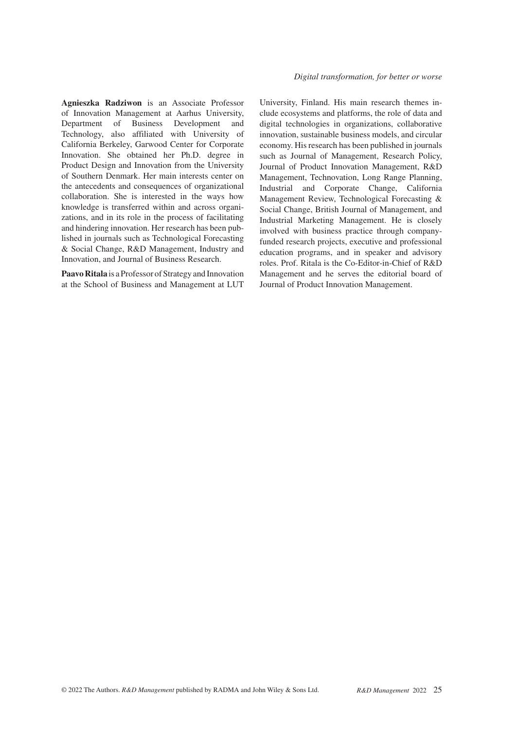**Agnieszka Radziwon** is an Associate Professor of Innovation Management at Aarhus University, Department of Business Development and Technology, also affiliated with University of California Berkeley, Garwood Center for Corporate Innovation. She obtained her Ph.D. degree in Product Design and Innovation from the University of Southern Denmark. Her main interests center on the antecedents and consequences of organizational collaboration. She is interested in the ways how knowledge is transferred within and across organizations, and in its role in the process of facilitating and hindering innovation. Her research has been published in journals such as Technological Forecasting & Social Change, R&D Management, Industry and Innovation, and Journal of Business Research.

**Paavo Ritala** is a Professor of Strategy and Innovation at the School of Business and Management at LUT University, Finland. His main research themes include ecosystems and platforms, the role of data and digital technologies in organizations, collaborative innovation, sustainable business models, and circular economy. His research has been published in journals such as Journal of Management, Research Policy, Journal of Product Innovation Management, R&D Management, Technovation, Long Range Planning, Industrial and Corporate Change, California Management Review, Technological Forecasting & Social Change, British Journal of Management, and Industrial Marketing Management. He is closely involved with business practice through company-funded research projects, executive and professional education programs, and in speaker and advisory roles. Prof. Ritala is the Co-Editor-in-Chief of R&D Management and he serves the editorial board of Journal of Product Innovation Management.